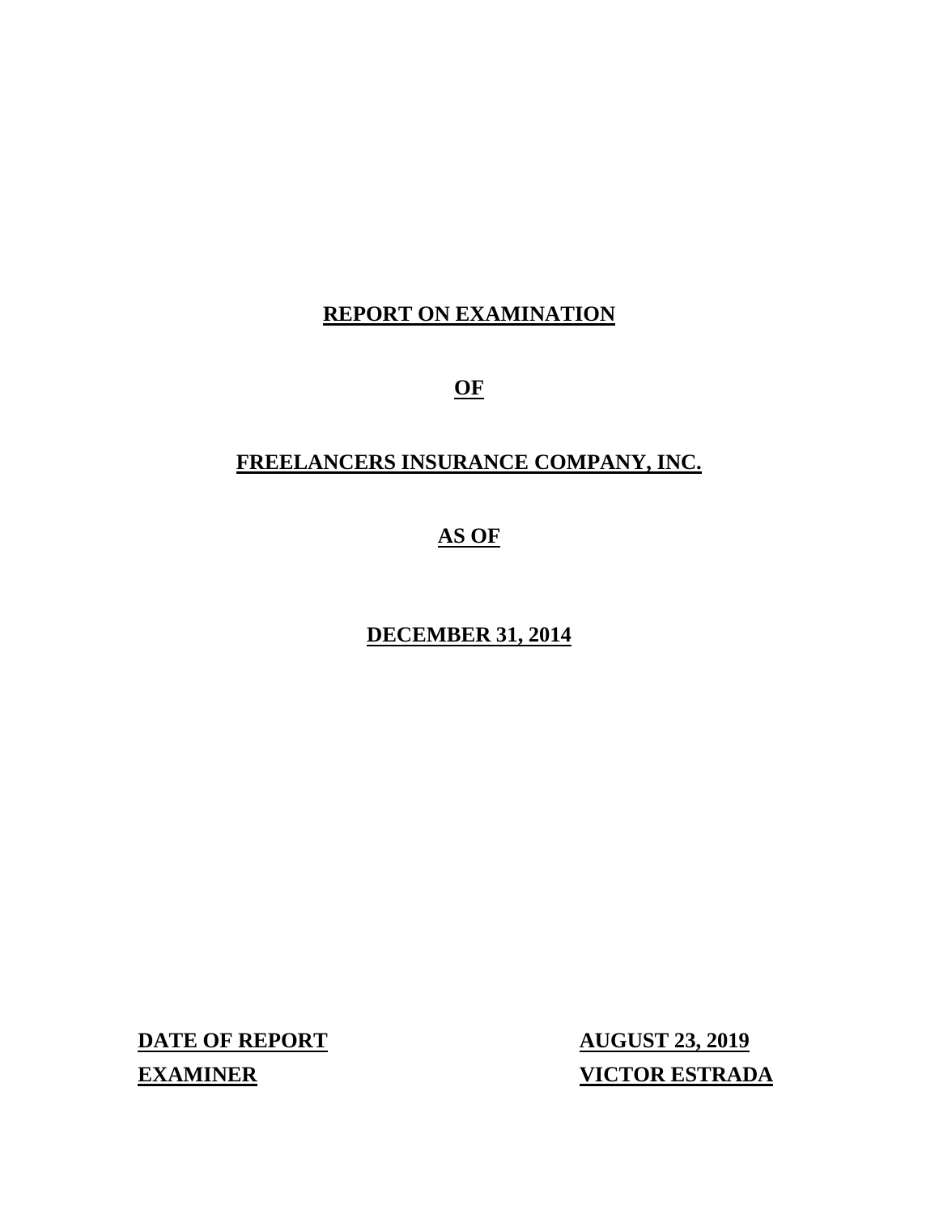# REPORT ON EXAMINATION

# OF

# FREELANCERS INSURANCE COMPANY, INC.

# AS OF

# DECEMBER 31, 2014

| | |
|---|---|
| **DATE OF REPORT** | **AUGUST 23, 2019** |
| **EXAMINER** | **VICTOR ESTRADA** |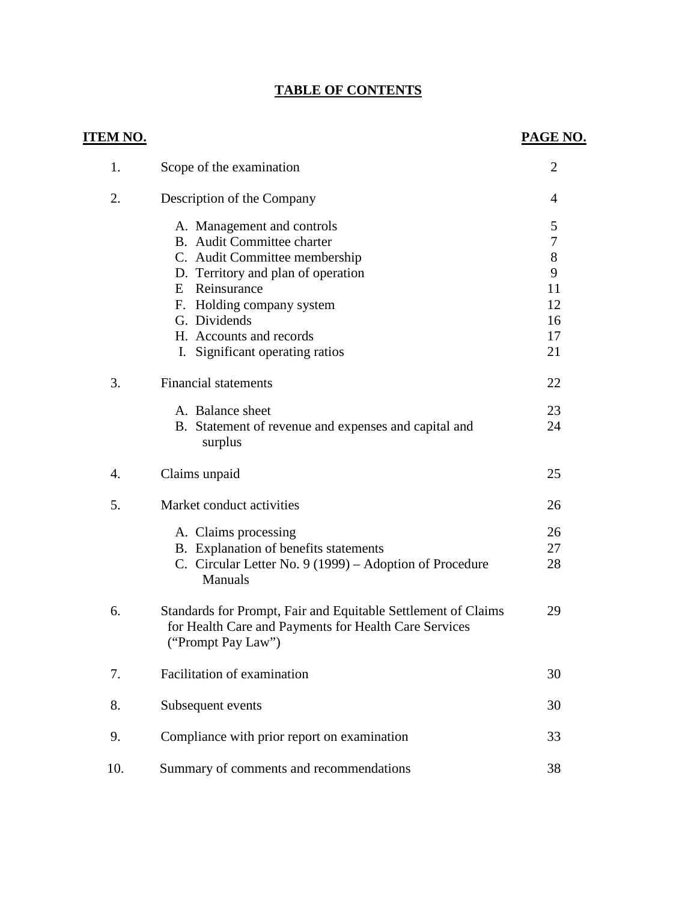# TABLE OF CONTENTS

| ITEM NO. | | PAGE NO. |
|---|---|---|
| 1. | Scope of the examination | 2 |
| 2. | Description of the Company | 4 |
| | A. Management and controls | 5 |
| | B. Audit Committee charter | 7 |
| | C. Audit Committee membership | 8 |
| | D. Territory and plan of operation | 9 |
| | E Reinsurance | 11 |
| | F. Holding company system | 12 |
| | G. Dividends | 16 |
| | H. Accounts and records | 17 |
| | I. Significant operating ratios | 21 |
| 3. | Financial statements | 22 |
| | A. Balance sheet | 23 |
| | B. Statement of revenue and expenses and capital and surplus | 24 |
| 4. | Claims unpaid | 25 |
| 5. | Market conduct activities | 26 |
| | A. Claims processing | 26 |
| | B. Explanation of benefits statements | 27 |
| | C. Circular Letter No. 9 (1999) – Adoption of Procedure Manuals | 28 |
| 6. | Standards for Prompt, Fair and Equitable Settlement of Claims for Health Care and Payments for Health Care Services ("Prompt Pay Law") | 29 |
| 7. | Facilitation of examination | 30 |
| 8. | Subsequent events | 30 |
| 9. | Compliance with prior report on examination | 33 |
| 10. | Summary of comments and recommendations | 38 |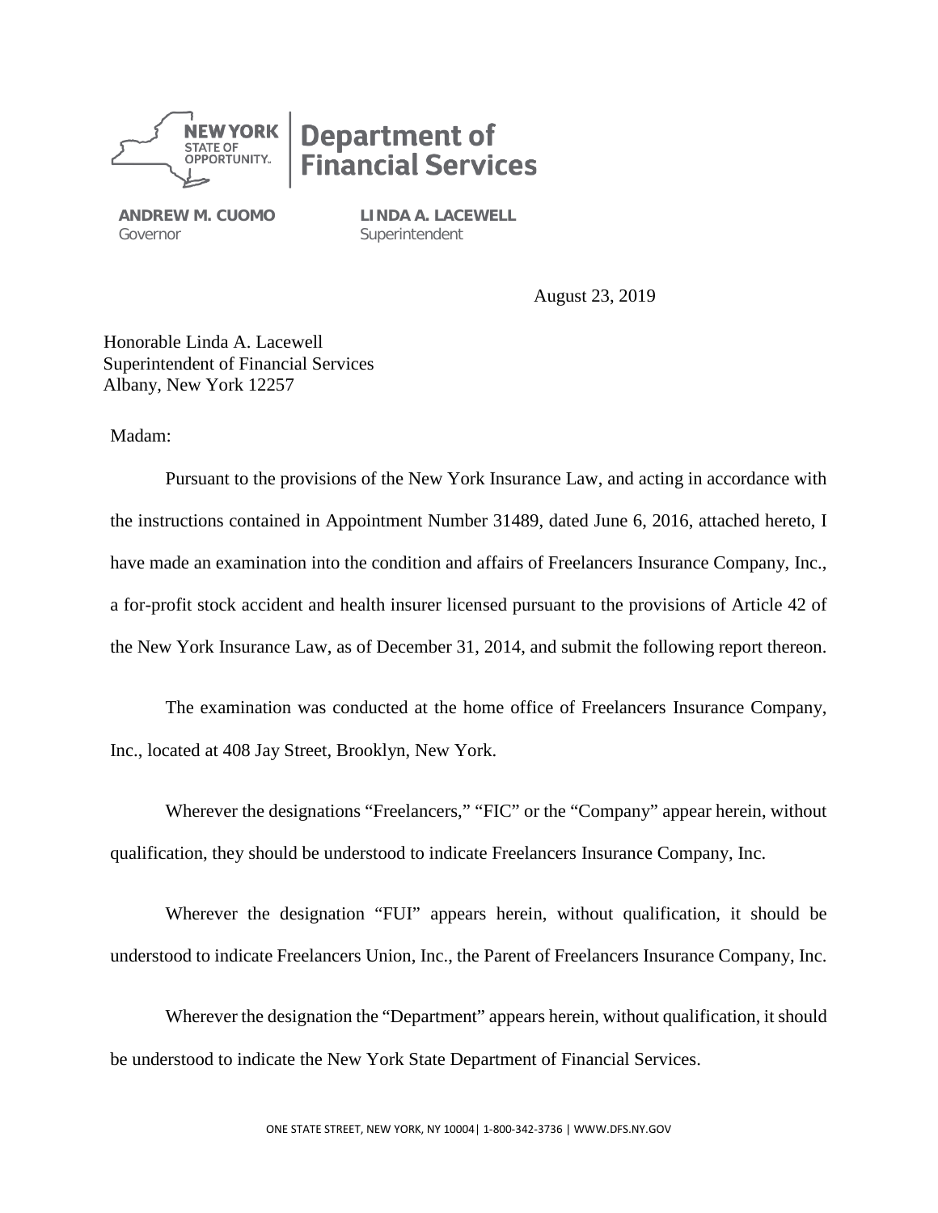NEW YORK STATE OF OPPORTUNITY. | Department of Financial Services

**ANDREW M. CUOMO**
Governor

**LINDA A. LACEWELL**
Superintendent

August 23, 2019

Honorable Linda A. Lacewell
Superintendent of Financial Services
Albany, New York 12257

Madam:

Pursuant to the provisions of the New York Insurance Law, and acting in accordance with the instructions contained in Appointment Number 31489, dated June 6, 2016, attached hereto, I have made an examination into the condition and affairs of Freelancers Insurance Company, Inc., a for-profit stock accident and health insurer licensed pursuant to the provisions of Article 42 of the New York Insurance Law, as of December 31, 2014, and submit the following report thereon.

The examination was conducted at the home office of Freelancers Insurance Company, Inc., located at 408 Jay Street, Brooklyn, New York.

Wherever the designations "Freelancers," "FIC" or the "Company" appear herein, without qualification, they should be understood to indicate Freelancers Insurance Company, Inc.

Wherever the designation "FUI" appears herein, without qualification, it should be understood to indicate Freelancers Union, Inc., the Parent of Freelancers Insurance Company, Inc.

Wherever the designation the "Department" appears herein, without qualification, it should be understood to indicate the New York State Department of Financial Services.

ONE STATE STREET, NEW YORK, NY 10004| 1-800-342-3736 | WWW.DFS.NY.GOV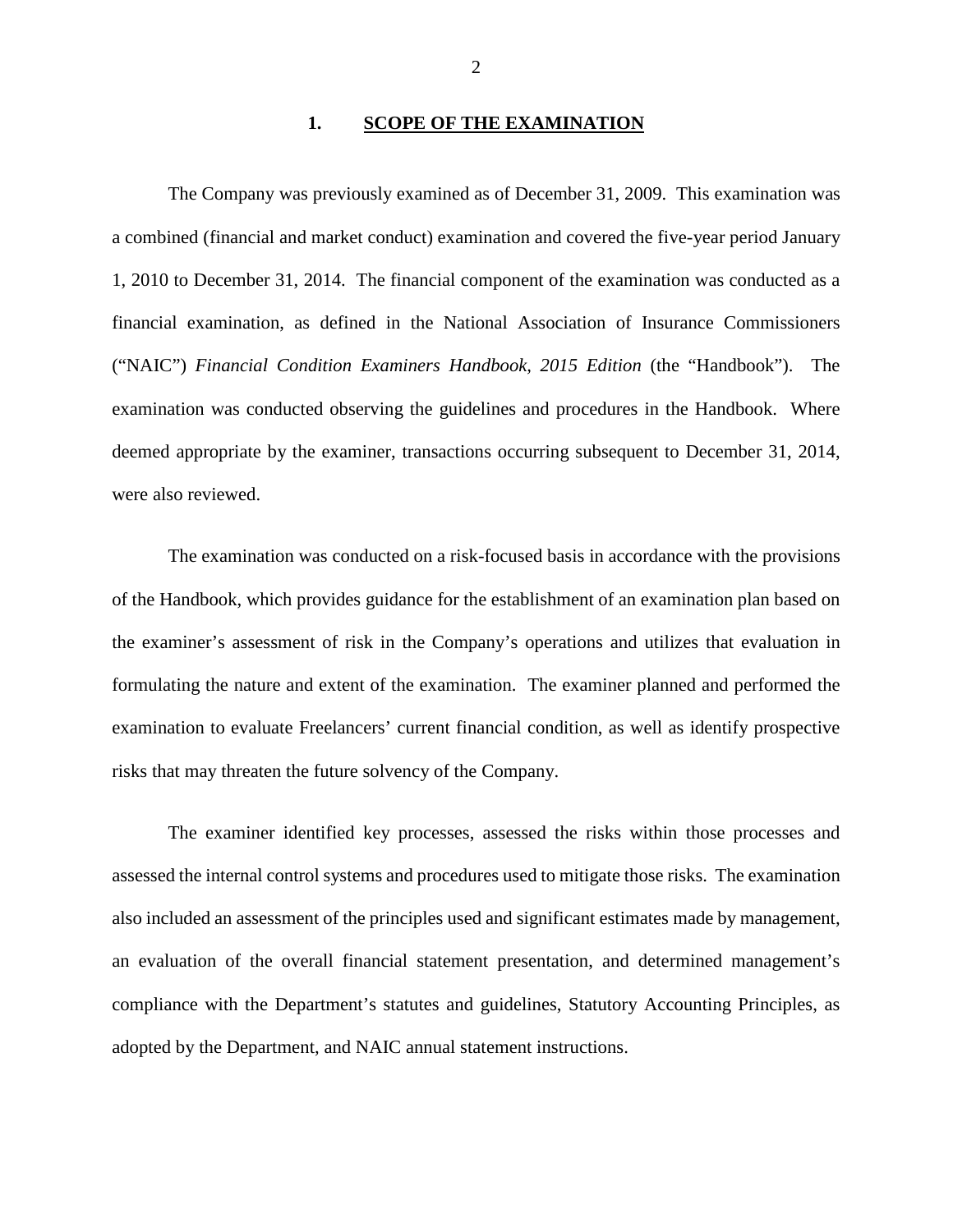## 1. SCOPE OF THE EXAMINATION

The Company was previously examined as of December 31, 2009. This examination was a combined (financial and market conduct) examination and covered the five-year period January 1, 2010 to December 31, 2014. The financial component of the examination was conducted as a financial examination, as defined in the National Association of Insurance Commissioners ("NAIC") *Financial Condition Examiners Handbook, 2015 Edition* (the "Handbook"). The examination was conducted observing the guidelines and procedures in the Handbook. Where deemed appropriate by the examiner, transactions occurring subsequent to December 31, 2014, were also reviewed.

The examination was conducted on a risk-focused basis in accordance with the provisions of the Handbook, which provides guidance for the establishment of an examination plan based on the examiner's assessment of risk in the Company's operations and utilizes that evaluation in formulating the nature and extent of the examination. The examiner planned and performed the examination to evaluate Freelancers' current financial condition, as well as identify prospective risks that may threaten the future solvency of the Company.

The examiner identified key processes, assessed the risks within those processes and assessed the internal control systems and procedures used to mitigate those risks. The examination also included an assessment of the principles used and significant estimates made by management, an evaluation of the overall financial statement presentation, and determined management's compliance with the Department's statutes and guidelines, Statutory Accounting Principles, as adopted by the Department, and NAIC annual statement instructions.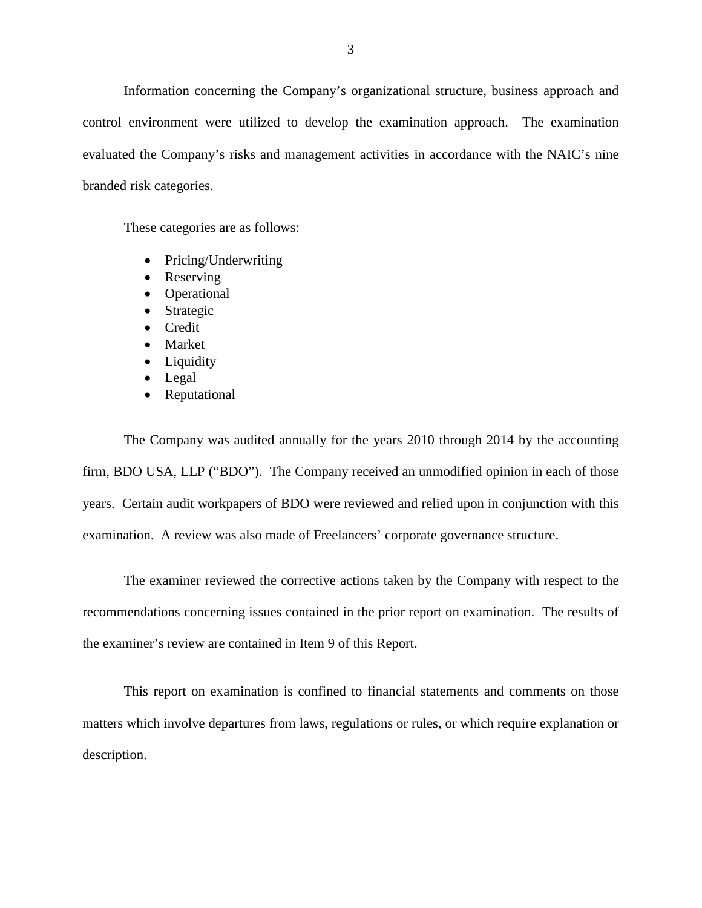Information concerning the Company's organizational structure, business approach and control environment were utilized to develop the examination approach. The examination evaluated the Company's risks and management activities in accordance with the NAIC's nine branded risk categories.

These categories are as follows:

- Pricing/Underwriting
- Reserving
- Operational
- Strategic
- Credit
- Market
- Liquidity
- Legal
- Reputational

The Company was audited annually for the years 2010 through 2014 by the accounting firm, BDO USA, LLP ("BDO"). The Company received an unmodified opinion in each of those years. Certain audit workpapers of BDO were reviewed and relied upon in conjunction with this examination. A review was also made of Freelancers' corporate governance structure.

The examiner reviewed the corrective actions taken by the Company with respect to the recommendations concerning issues contained in the prior report on examination. The results of the examiner's review are contained in Item 9 of this Report.

This report on examination is confined to financial statements and comments on those matters which involve departures from laws, regulations or rules, or which require explanation or description.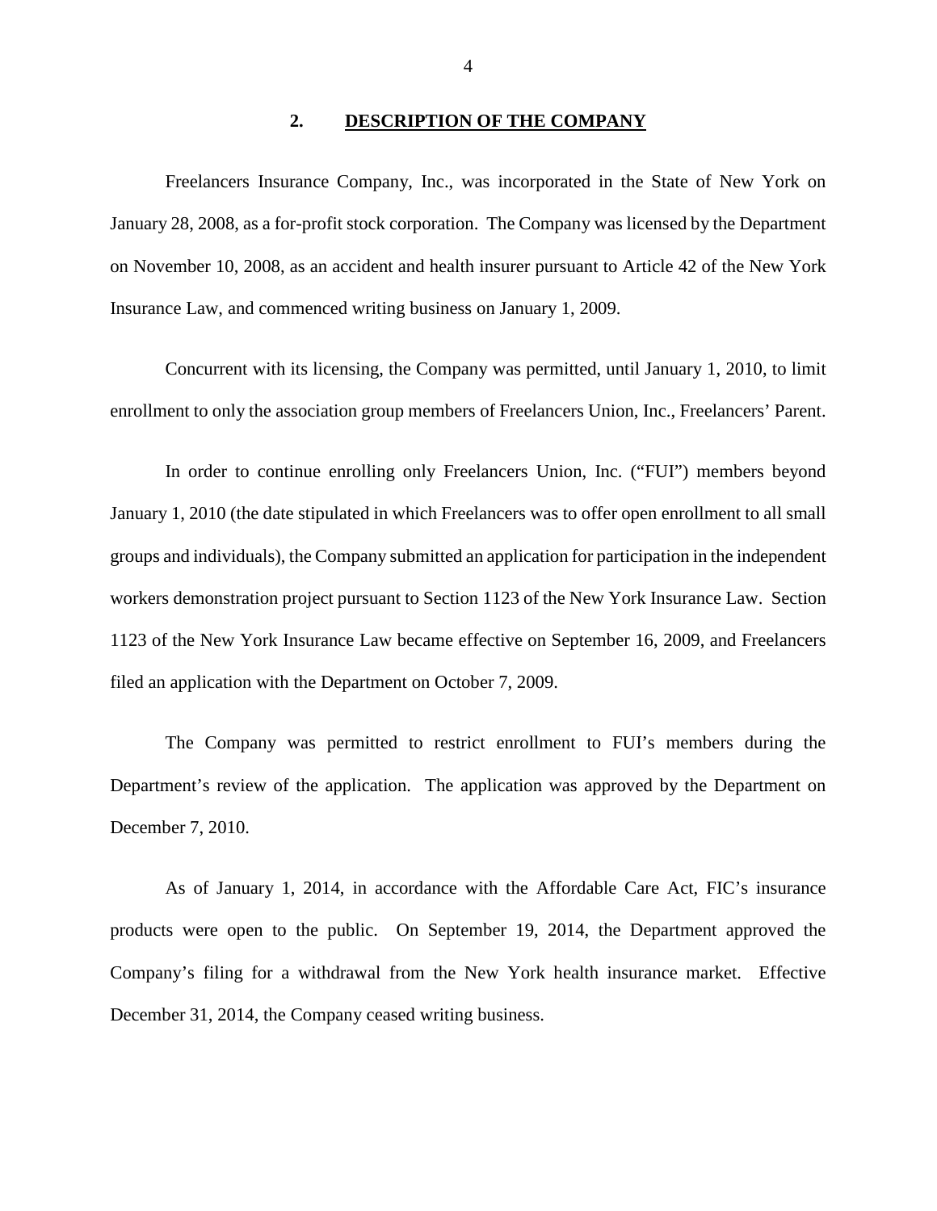## 2. DESCRIPTION OF THE COMPANY

Freelancers Insurance Company, Inc., was incorporated in the State of New York on January 28, 2008, as a for-profit stock corporation. The Company was licensed by the Department on November 10, 2008, as an accident and health insurer pursuant to Article 42 of the New York Insurance Law, and commenced writing business on January 1, 2009.

Concurrent with its licensing, the Company was permitted, until January 1, 2010, to limit enrollment to only the association group members of Freelancers Union, Inc., Freelancers' Parent.

In order to continue enrolling only Freelancers Union, Inc. ("FUI") members beyond January 1, 2010 (the date stipulated in which Freelancers was to offer open enrollment to all small groups and individuals), the Company submitted an application for participation in the independent workers demonstration project pursuant to Section 1123 of the New York Insurance Law. Section 1123 of the New York Insurance Law became effective on September 16, 2009, and Freelancers filed an application with the Department on October 7, 2009.

The Company was permitted to restrict enrollment to FUI's members during the Department's review of the application. The application was approved by the Department on December 7, 2010.

As of January 1, 2014, in accordance with the Affordable Care Act, FIC's insurance products were open to the public. On September 19, 2014, the Department approved the Company's filing for a withdrawal from the New York health insurance market. Effective December 31, 2014, the Company ceased writing business.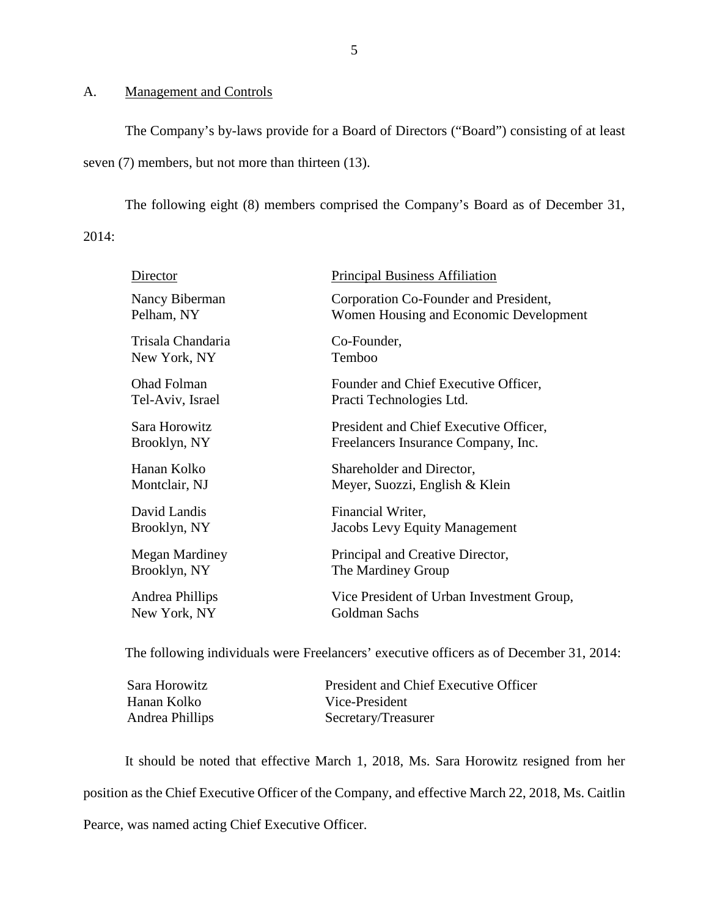## A. Management and Controls

The Company's by-laws provide for a Board of Directors ("Board") consisting of at least seven (7) members, but not more than thirteen (13).

The following eight (8) members comprised the Company's Board as of December 31, 2014:

| Director | Principal Business Affiliation |
|---|---|
| Nancy Biberman<br>Pelham, NY | Corporation Co-Founder and President,<br>Women Housing and Economic Development |
| Trisala Chandaria<br>New York, NY | Co-Founder,<br>Temboo |
| Ohad Folman<br>Tel-Aviv, Israel | Founder and Chief Executive Officer,<br>Practi Technologies Ltd. |
| Sara Horowitz<br>Brooklyn, NY | President and Chief Executive Officer,<br>Freelancers Insurance Company, Inc. |
| Hanan Kolko<br>Montclair, NJ | Shareholder and Director,<br>Meyer, Suozzi, English & Klein |
| David Landis<br>Brooklyn, NY | Financial Writer,<br>Jacobs Levy Equity Management |
| Megan Mardiney<br>Brooklyn, NY | Principal and Creative Director,<br>The Mardiney Group |
| Andrea Phillips<br>New York, NY | Vice President of Urban Investment Group,<br>Goldman Sachs |

The following individuals were Freelancers' executive officers as of December 31, 2014:

| | |
|---|---|
| Sara Horowitz | President and Chief Executive Officer |
| Hanan Kolko | Vice-President |
| Andrea Phillips | Secretary/Treasurer |

It should be noted that effective March 1, 2018, Ms. Sara Horowitz resigned from her position as the Chief Executive Officer of the Company, and effective March 22, 2018, Ms. Caitlin Pearce, was named acting Chief Executive Officer.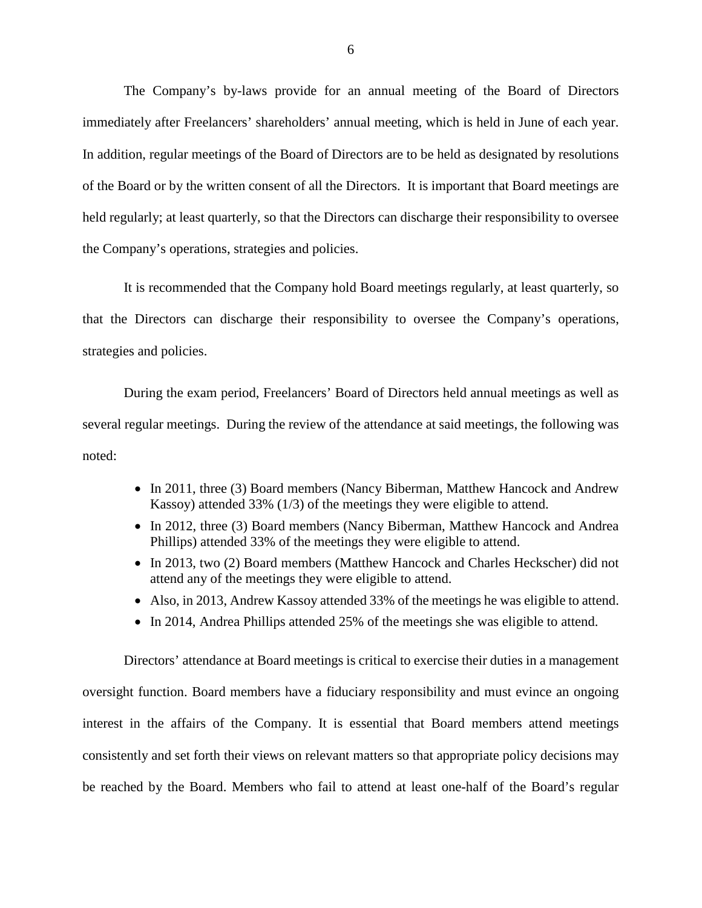The Company's by-laws provide for an annual meeting of the Board of Directors immediately after Freelancers' shareholders' annual meeting, which is held in June of each year. In addition, regular meetings of the Board of Directors are to be held as designated by resolutions of the Board or by the written consent of all the Directors. It is important that Board meetings are held regularly; at least quarterly, so that the Directors can discharge their responsibility to oversee the Company's operations, strategies and policies.

It is recommended that the Company hold Board meetings regularly, at least quarterly, so that the Directors can discharge their responsibility to oversee the Company's operations, strategies and policies.

During the exam period, Freelancers' Board of Directors held annual meetings as well as several regular meetings. During the review of the attendance at said meetings, the following was noted:

- In 2011, three (3) Board members (Nancy Biberman, Matthew Hancock and Andrew Kassoy) attended 33% (1/3) of the meetings they were eligible to attend.
- In 2012, three (3) Board members (Nancy Biberman, Matthew Hancock and Andrea Phillips) attended 33% of the meetings they were eligible to attend.
- In 2013, two (2) Board members (Matthew Hancock and Charles Heckscher) did not attend any of the meetings they were eligible to attend.
- Also, in 2013, Andrew Kassoy attended 33% of the meetings he was eligible to attend.
- In 2014, Andrea Phillips attended 25% of the meetings she was eligible to attend.

Directors' attendance at Board meetings is critical to exercise their duties in a management oversight function. Board members have a fiduciary responsibility and must evince an ongoing interest in the affairs of the Company. It is essential that Board members attend meetings consistently and set forth their views on relevant matters so that appropriate policy decisions may be reached by the Board. Members who fail to attend at least one-half of the Board's regular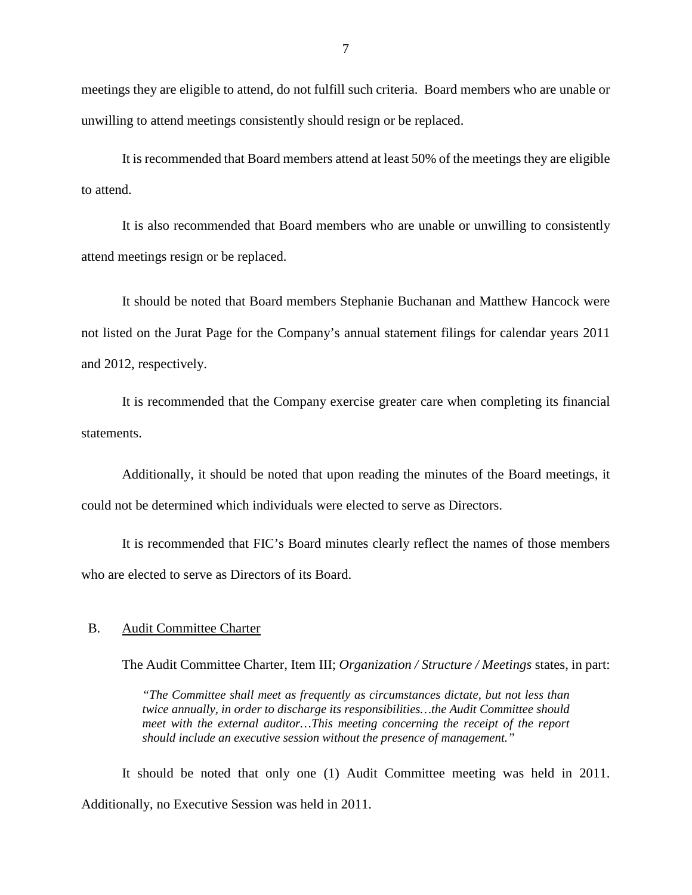meetings they are eligible to attend, do not fulfill such criteria. Board members who are unable or unwilling to attend meetings consistently should resign or be replaced.

It is recommended that Board members attend at least 50% of the meetings they are eligible to attend.

It is also recommended that Board members who are unable or unwilling to consistently attend meetings resign or be replaced.

It should be noted that Board members Stephanie Buchanan and Matthew Hancock were not listed on the Jurat Page for the Company's annual statement filings for calendar years 2011 and 2012, respectively.

It is recommended that the Company exercise greater care when completing its financial statements.

Additionally, it should be noted that upon reading the minutes of the Board meetings, it could not be determined which individuals were elected to serve as Directors.

It is recommended that FIC's Board minutes clearly reflect the names of those members who are elected to serve as Directors of its Board.

## B. Audit Committee Charter

The Audit Committee Charter, Item III; *Organization / Structure / Meetings* states, in part:

> *"The Committee shall meet as frequently as circumstances dictate, but not less than twice annually, in order to discharge its responsibilities…the Audit Committee should meet with the external auditor…This meeting concerning the receipt of the report should include an executive session without the presence of management."*

It should be noted that only one (1) Audit Committee meeting was held in 2011. Additionally, no Executive Session was held in 2011.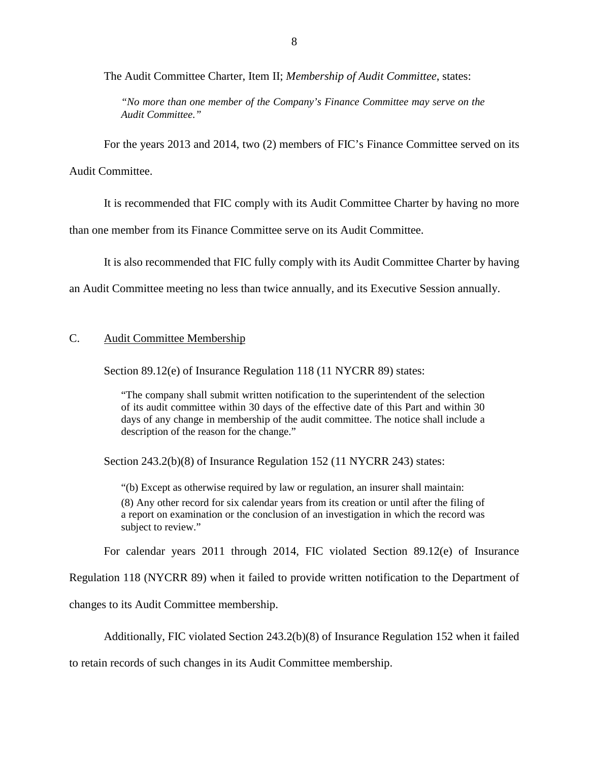The Audit Committee Charter, Item II; *Membership of Audit Committee*, states:

> *"No more than one member of the Company's Finance Committee may serve on the Audit Committee."*

For the years 2013 and 2014, two (2) members of FIC's Finance Committee served on its Audit Committee.

It is recommended that FIC comply with its Audit Committee Charter by having no more than one member from its Finance Committee serve on its Audit Committee.

It is also recommended that FIC fully comply with its Audit Committee Charter by having an Audit Committee meeting no less than twice annually, and its Executive Session annually.

## C. Audit Committee Membership

Section 89.12(e) of Insurance Regulation 118 (11 NYCRR 89) states:

> "The company shall submit written notification to the superintendent of the selection of its audit committee within 30 days of the effective date of this Part and within 30 days of any change in membership of the audit committee. The notice shall include a description of the reason for the change."

Section 243.2(b)(8) of Insurance Regulation 152 (11 NYCRR 243) states:

> "(b) Except as otherwise required by law or regulation, an insurer shall maintain:
>
> (8) Any other record for six calendar years from its creation or until after the filing of a report on examination or the conclusion of an investigation in which the record was subject to review."

For calendar years 2011 through 2014, FIC violated Section 89.12(e) of Insurance Regulation 118 (NYCRR 89) when it failed to provide written notification to the Department of changes to its Audit Committee membership.

Additionally, FIC violated Section 243.2(b)(8) of Insurance Regulation 152 when it failed to retain records of such changes in its Audit Committee membership.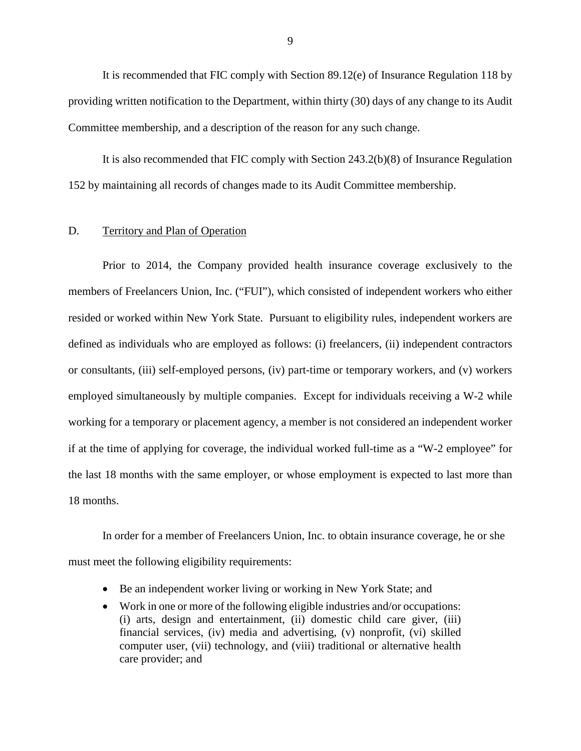It is recommended that FIC comply with Section 89.12(e) of Insurance Regulation 118 by providing written notification to the Department, within thirty (30) days of any change to its Audit Committee membership, and a description of the reason for any such change.

It is also recommended that FIC comply with Section 243.2(b)(8) of Insurance Regulation 152 by maintaining all records of changes made to its Audit Committee membership.

## D. Territory and Plan of Operation

Prior to 2014, the Company provided health insurance coverage exclusively to the members of Freelancers Union, Inc. ("FUI"), which consisted of independent workers who either resided or worked within New York State. Pursuant to eligibility rules, independent workers are defined as individuals who are employed as follows: (i) freelancers, (ii) independent contractors or consultants, (iii) self-employed persons, (iv) part-time or temporary workers, and (v) workers employed simultaneously by multiple companies. Except for individuals receiving a W-2 while working for a temporary or placement agency, a member is not considered an independent worker if at the time of applying for coverage, the individual worked full-time as a "W-2 employee" for the last 18 months with the same employer, or whose employment is expected to last more than 18 months.

In order for a member of Freelancers Union, Inc. to obtain insurance coverage, he or she must meet the following eligibility requirements:

- Be an independent worker living or working in New York State; and
- Work in one or more of the following eligible industries and/or occupations: (i) arts, design and entertainment, (ii) domestic child care giver, (iii) financial services, (iv) media and advertising, (v) nonprofit, (vi) skilled computer user, (vii) technology, and (viii) traditional or alternative health care provider; and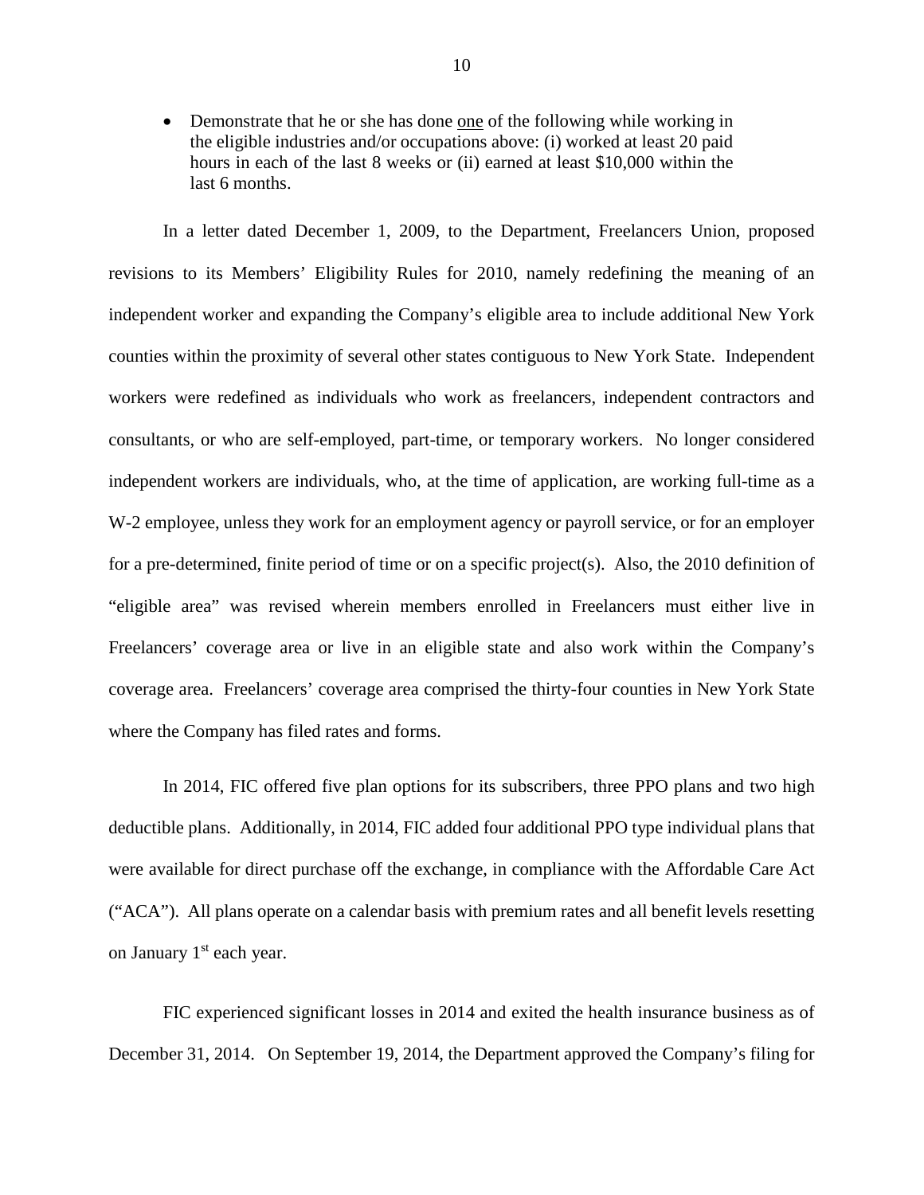- Demonstrate that he or she has done one of the following while working in the eligible industries and/or occupations above: (i) worked at least 20 paid hours in each of the last 8 weeks or (ii) earned at least $10,000 within the last 6 months.

In a letter dated December 1, 2009, to the Department, Freelancers Union, proposed revisions to its Members' Eligibility Rules for 2010, namely redefining the meaning of an independent worker and expanding the Company's eligible area to include additional New York counties within the proximity of several other states contiguous to New York State. Independent workers were redefined as individuals who work as freelancers, independent contractors and consultants, or who are self-employed, part-time, or temporary workers. No longer considered independent workers are individuals, who, at the time of application, are working full-time as a W-2 employee, unless they work for an employment agency or payroll service, or for an employer for a pre-determined, finite period of time or on a specific project(s). Also, the 2010 definition of "eligible area" was revised wherein members enrolled in Freelancers must either live in Freelancers' coverage area or live in an eligible state and also work within the Company's coverage area. Freelancers' coverage area comprised the thirty-four counties in New York State where the Company has filed rates and forms.

In 2014, FIC offered five plan options for its subscribers, three PPO plans and two high deductible plans. Additionally, in 2014, FIC added four additional PPO type individual plans that were available for direct purchase off the exchange, in compliance with the Affordable Care Act ("ACA"). All plans operate on a calendar basis with premium rates and all benefit levels resetting on January 1st each year.

FIC experienced significant losses in 2014 and exited the health insurance business as of December 31, 2014. On September 19, 2014, the Department approved the Company's filing for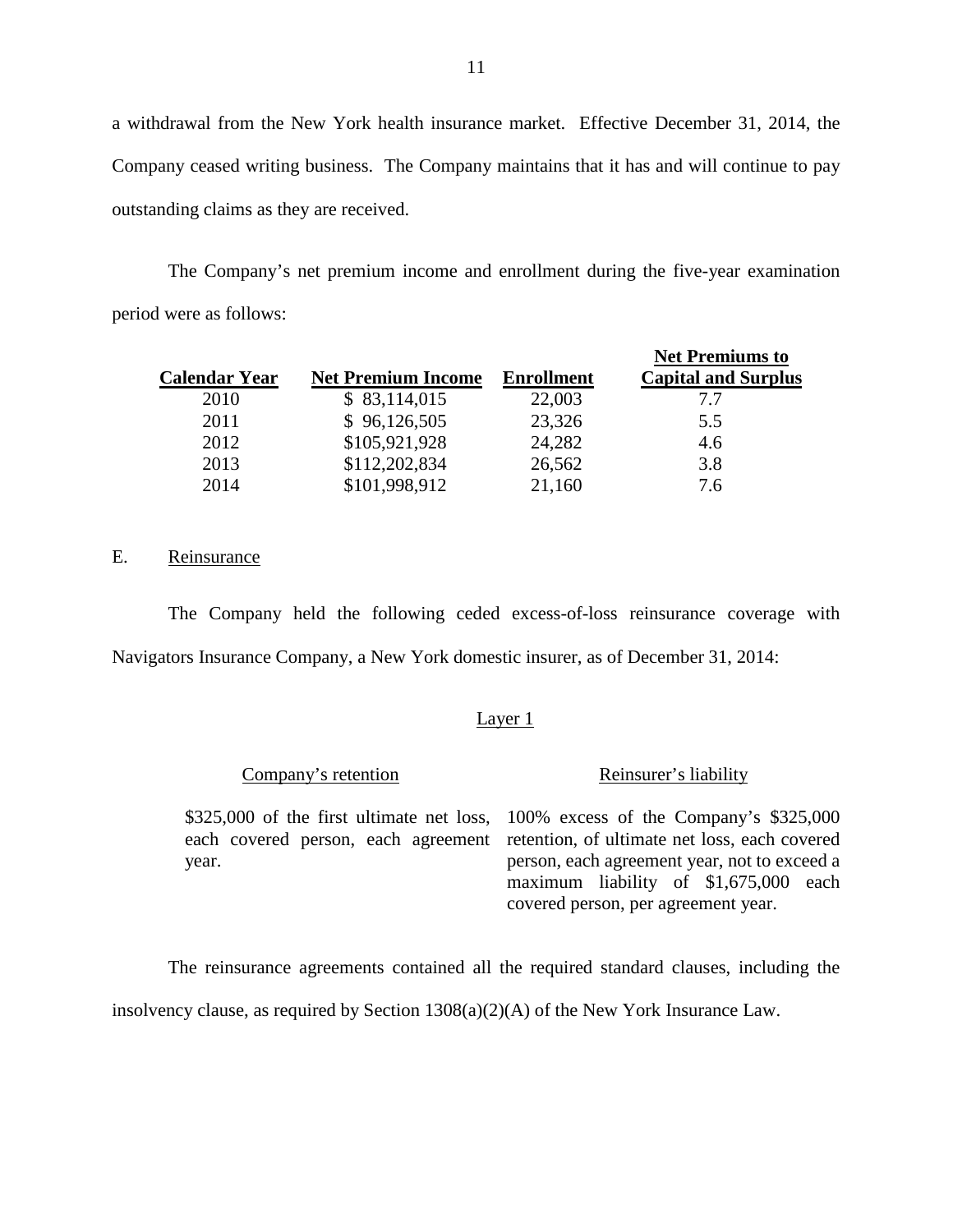a withdrawal from the New York health insurance market. Effective December 31, 2014, the Company ceased writing business. The Company maintains that it has and will continue to pay outstanding claims as they are received.

The Company's net premium income and enrollment during the five-year examination period were as follows:

| Calendar Year | Net Premium Income | Enrollment | Net Premiums to Capital and Surplus |
|---|---|---|---|
| 2010 | $ 83,114,015 | 22,003 | 7.7 |
| 2011 | $ 96,126,505 | 23,326 | 5.5 |
| 2012 | $105,921,928 | 24,282 | 4.6 |
| 2013 | $112,202,834 | 26,562 | 3.8 |
| 2014 | $101,998,912 | 21,160 | 7.6 |

## E. Reinsurance

The Company held the following ceded excess-of-loss reinsurance coverage with Navigators Insurance Company, a New York domestic insurer, as of December 31, 2014:

Layer 1

| Company's retention | Reinsurer's liability |
|---|---|
| $325,000 of the first ultimate net loss, each covered person, each agreement year. | 100% excess of the Company's $325,000 retention, of ultimate net loss, each covered person, each agreement year, not to exceed a maximum liability of $1,675,000 each covered person, per agreement year. |

The reinsurance agreements contained all the required standard clauses, including the insolvency clause, as required by Section 1308(a)(2)(A) of the New York Insurance Law.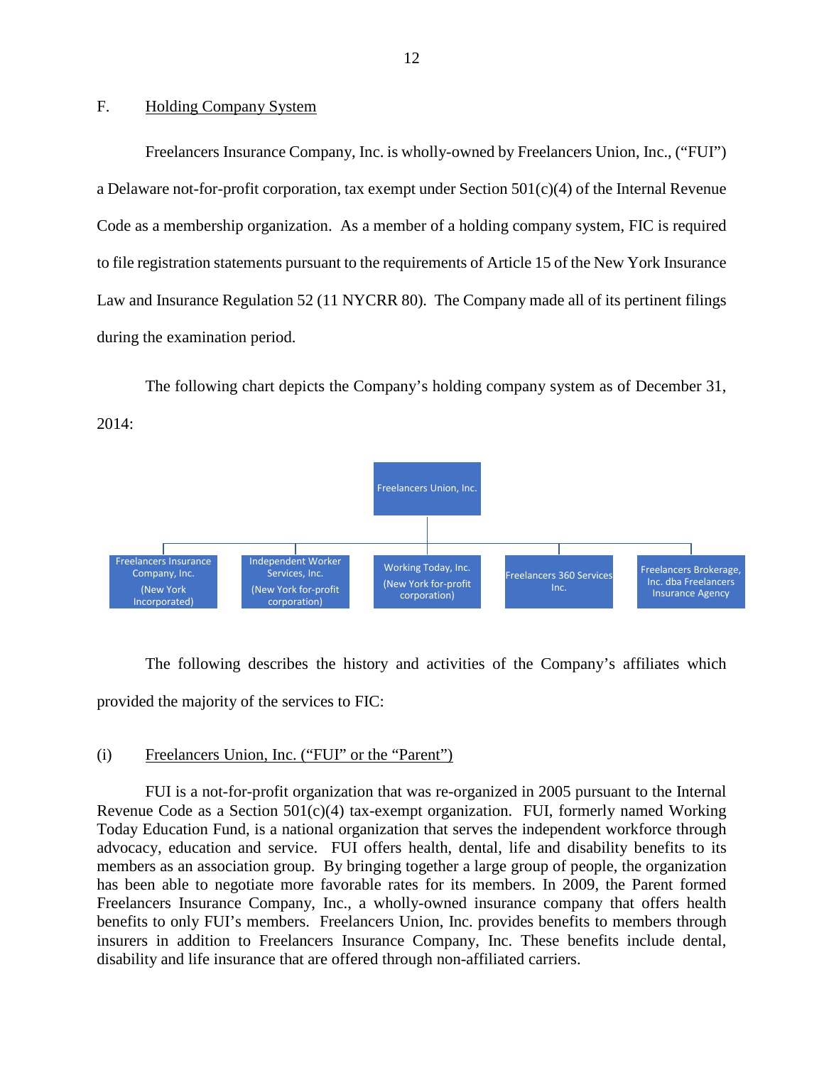## F. Holding Company System

Freelancers Insurance Company, Inc. is wholly-owned by Freelancers Union, Inc., ("FUI") a Delaware not-for-profit corporation, tax exempt under Section 501(c)(4) of the Internal Revenue Code as a membership organization. As a member of a holding company system, FIC is required to file registration statements pursuant to the requirements of Article 15 of the New York Insurance Law and Insurance Regulation 52 (11 NYCRR 80). The Company made all of its pertinent filings during the examination period.

The following chart depicts the Company's holding company system as of December 31, 2014:

Freelancers Union, Inc.

- Freelancers Insurance Company, Inc. (New York Incorporated)
- Independent Worker Services, Inc. (New York for-profit corporation)
- Working Today, Inc. (New York for-profit corporation)
- Freelancers 360 Services Inc.
- Freelancers Brokerage, Inc. dba Freelancers Insurance Agency

The following describes the history and activities of the Company's affiliates which provided the majority of the services to FIC:

### (i) Freelancers Union, Inc. ("FUI" or the "Parent")

FUI is a not-for-profit organization that was re-organized in 2005 pursuant to the Internal Revenue Code as a Section 501(c)(4) tax-exempt organization. FUI, formerly named Working Today Education Fund, is a national organization that serves the independent workforce through advocacy, education and service. FUI offers health, dental, life and disability benefits to its members as an association group. By bringing together a large group of people, the organization has been able to negotiate more favorable rates for its members. In 2009, the Parent formed Freelancers Insurance Company, Inc., a wholly-owned insurance company that offers health benefits to only FUI's members. Freelancers Union, Inc. provides benefits to members through insurers in addition to Freelancers Insurance Company, Inc. These benefits include dental, disability and life insurance that are offered through non-affiliated carriers.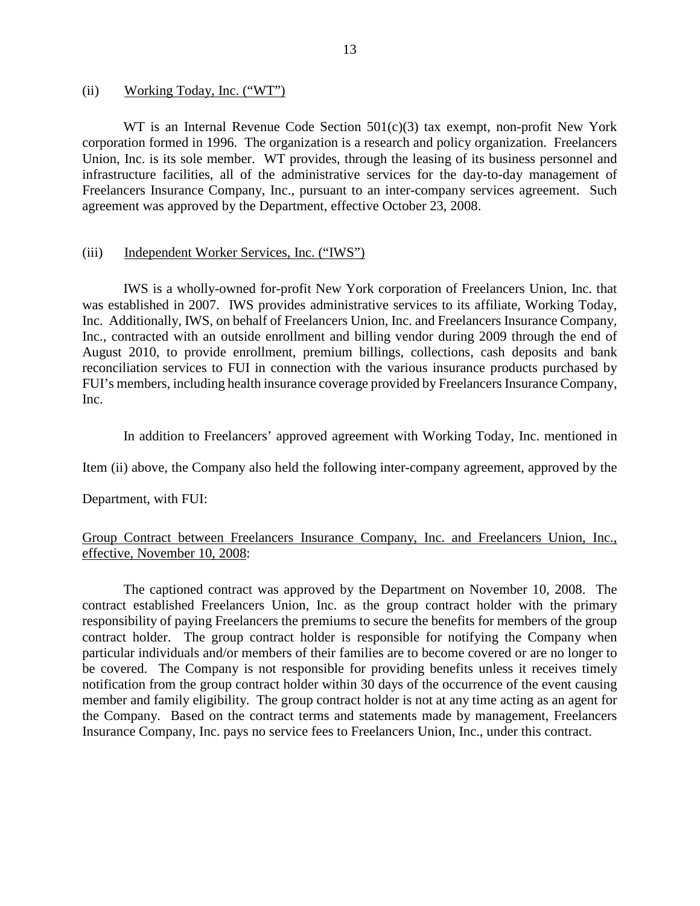(ii) Working Today, Inc. ("WT")

WT is an Internal Revenue Code Section 501(c)(3) tax exempt, non-profit New York corporation formed in 1996. The organization is a research and policy organization. Freelancers Union, Inc. is its sole member. WT provides, through the leasing of its business personnel and infrastructure facilities, all of the administrative services for the day-to-day management of Freelancers Insurance Company, Inc., pursuant to an inter-company services agreement. Such agreement was approved by the Department, effective October 23, 2008.

(iii) Independent Worker Services, Inc. ("IWS")

IWS is a wholly-owned for-profit New York corporation of Freelancers Union, Inc. that was established in 2007. IWS provides administrative services to its affiliate, Working Today, Inc. Additionally, IWS, on behalf of Freelancers Union, Inc. and Freelancers Insurance Company, Inc., contracted with an outside enrollment and billing vendor during 2009 through the end of August 2010, to provide enrollment, premium billings, collections, cash deposits and bank reconciliation services to FUI in connection with the various insurance products purchased by FUI's members, including health insurance coverage provided by Freelancers Insurance Company, Inc.

In addition to Freelancers' approved agreement with Working Today, Inc. mentioned in Item (ii) above, the Company also held the following inter-company agreement, approved by the Department, with FUI:

Group Contract between Freelancers Insurance Company, Inc. and Freelancers Union, Inc., effective, November 10, 2008:

The captioned contract was approved by the Department on November 10, 2008. The contract established Freelancers Union, Inc. as the group contract holder with the primary responsibility of paying Freelancers the premiums to secure the benefits for members of the group contract holder. The group contract holder is responsible for notifying the Company when particular individuals and/or members of their families are to become covered or are no longer to be covered. The Company is not responsible for providing benefits unless it receives timely notification from the group contract holder within 30 days of the occurrence of the event causing member and family eligibility. The group contract holder is not at any time acting as an agent for the Company. Based on the contract terms and statements made by management, Freelancers Insurance Company, Inc. pays no service fees to Freelancers Union, Inc., under this contract.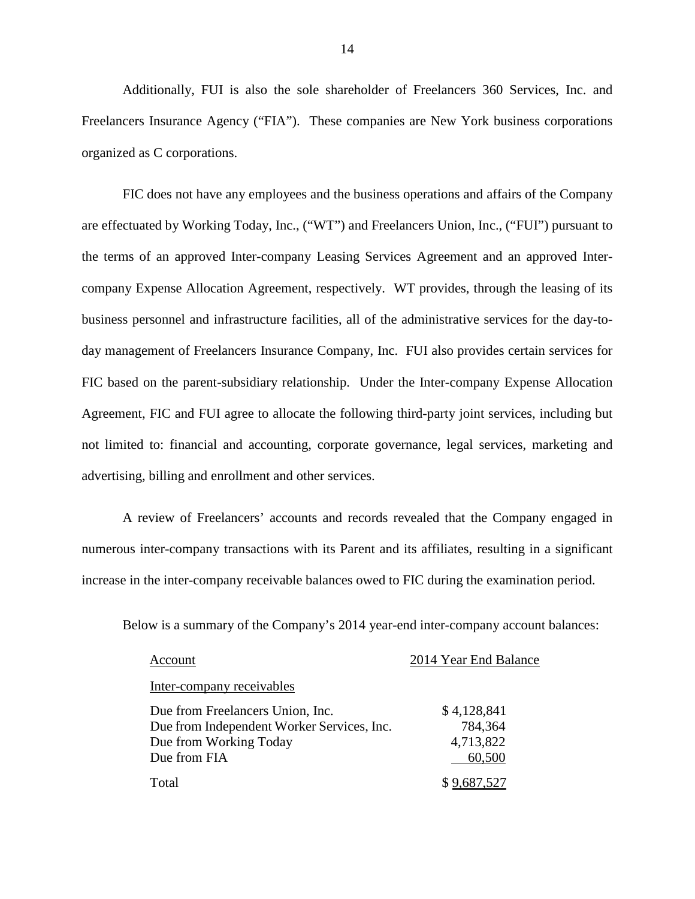Additionally, FUI is also the sole shareholder of Freelancers 360 Services, Inc. and Freelancers Insurance Agency ("FIA"). These companies are New York business corporations organized as C corporations.

FIC does not have any employees and the business operations and affairs of the Company are effectuated by Working Today, Inc., ("WT") and Freelancers Union, Inc., ("FUI") pursuant to the terms of an approved Inter-company Leasing Services Agreement and an approved Inter-company Expense Allocation Agreement, respectively. WT provides, through the leasing of its business personnel and infrastructure facilities, all of the administrative services for the day-to-day management of Freelancers Insurance Company, Inc. FUI also provides certain services for FIC based on the parent-subsidiary relationship. Under the Inter-company Expense Allocation Agreement, FIC and FUI agree to allocate the following third-party joint services, including but not limited to: financial and accounting, corporate governance, legal services, marketing and advertising, billing and enrollment and other services.

A review of Freelancers' accounts and records revealed that the Company engaged in numerous inter-company transactions with its Parent and its affiliates, resulting in a significant increase in the inter-company receivable balances owed to FIC during the examination period.

Below is a summary of the Company's 2014 year-end inter-company account balances:

| Account | 2014 Year End Balance |
|---|---|
| Inter-company receivables | |
| Due from Freelancers Union, Inc. | $ 4,128,841 |
| Due from Independent Worker Services, Inc. | 784,364 |
| Due from Working Today | 4,713,822 |
| Due from FIA | 60,500 |
| Total | $ 9,687,527 |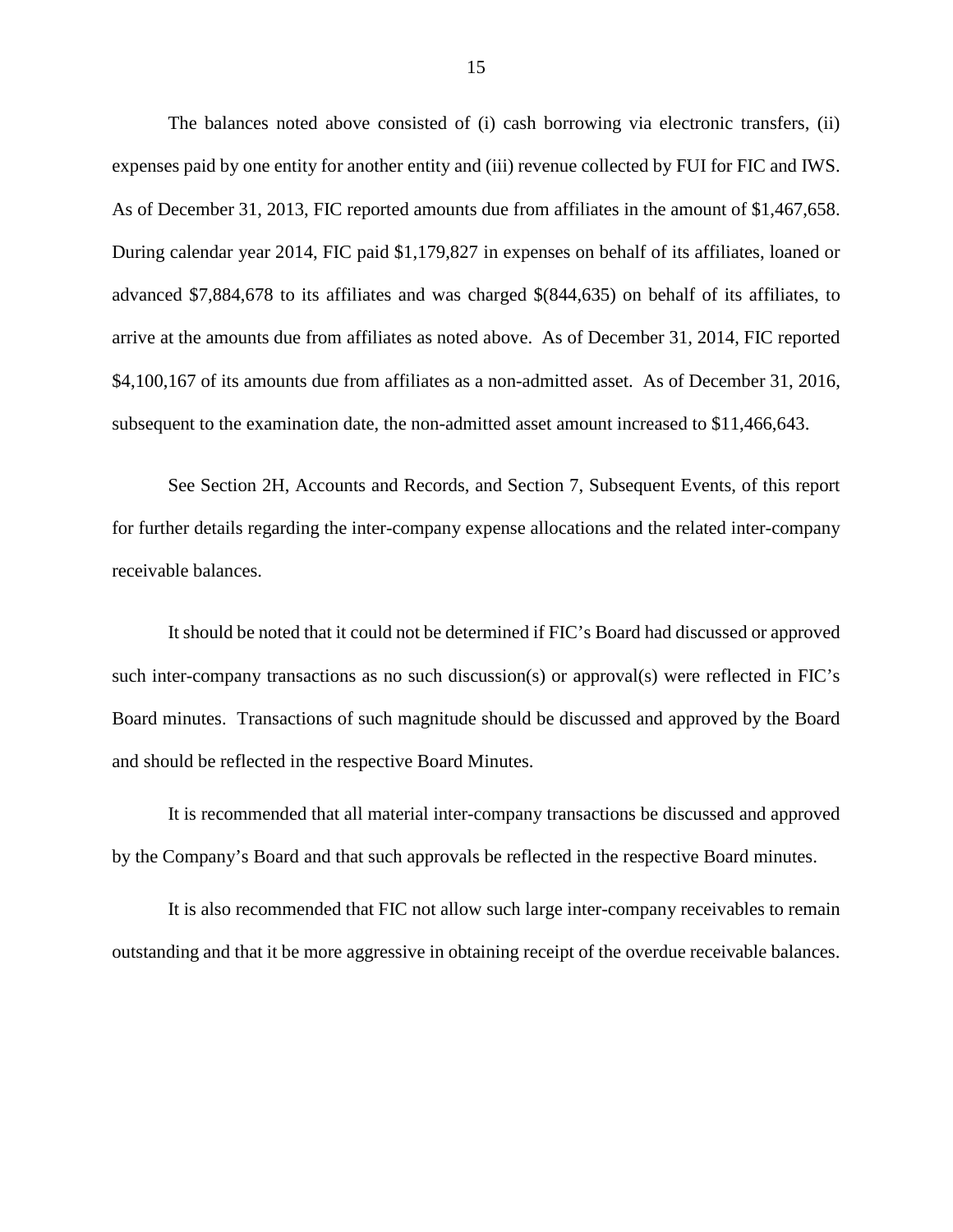The balances noted above consisted of (i) cash borrowing via electronic transfers, (ii) expenses paid by one entity for another entity and (iii) revenue collected by FUI for FIC and IWS. As of December 31, 2013, FIC reported amounts due from affiliates in the amount of $1,467,658. During calendar year 2014, FIC paid $1,179,827 in expenses on behalf of its affiliates, loaned or advanced $7,884,678 to its affiliates and was charged $(844,635) on behalf of its affiliates, to arrive at the amounts due from affiliates as noted above. As of December 31, 2014, FIC reported $4,100,167 of its amounts due from affiliates as a non-admitted asset. As of December 31, 2016, subsequent to the examination date, the non-admitted asset amount increased to $11,466,643.

See Section 2H, Accounts and Records, and Section 7, Subsequent Events, of this report for further details regarding the inter-company expense allocations and the related inter-company receivable balances.

It should be noted that it could not be determined if FIC's Board had discussed or approved such inter-company transactions as no such discussion(s) or approval(s) were reflected in FIC's Board minutes. Transactions of such magnitude should be discussed and approved by the Board and should be reflected in the respective Board Minutes.

It is recommended that all material inter-company transactions be discussed and approved by the Company's Board and that such approvals be reflected in the respective Board minutes.

It is also recommended that FIC not allow such large inter-company receivables to remain outstanding and that it be more aggressive in obtaining receipt of the overdue receivable balances.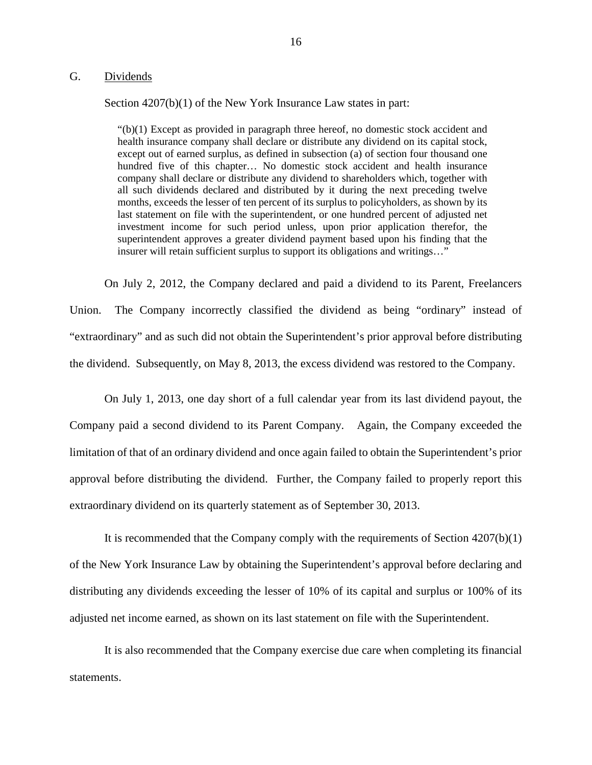## G. Dividends

Section 4207(b)(1) of the New York Insurance Law states in part:

> "(b)(1) Except as provided in paragraph three hereof, no domestic stock accident and health insurance company shall declare or distribute any dividend on its capital stock, except out of earned surplus, as defined in subsection (a) of section four thousand one hundred five of this chapter… No domestic stock accident and health insurance company shall declare or distribute any dividend to shareholders which, together with all such dividends declared and distributed by it during the next preceding twelve months, exceeds the lesser of ten percent of its surplus to policyholders, as shown by its last statement on file with the superintendent, or one hundred percent of adjusted net investment income for such period unless, upon prior application therefor, the superintendent approves a greater dividend payment based upon his finding that the insurer will retain sufficient surplus to support its obligations and writings…"

On July 2, 2012, the Company declared and paid a dividend to its Parent, Freelancers Union. The Company incorrectly classified the dividend as being "ordinary" instead of "extraordinary" and as such did not obtain the Superintendent's prior approval before distributing the dividend. Subsequently, on May 8, 2013, the excess dividend was restored to the Company.

On July 1, 2013, one day short of a full calendar year from its last dividend payout, the Company paid a second dividend to its Parent Company. Again, the Company exceeded the limitation of that of an ordinary dividend and once again failed to obtain the Superintendent's prior approval before distributing the dividend. Further, the Company failed to properly report this extraordinary dividend on its quarterly statement as of September 30, 2013.

It is recommended that the Company comply with the requirements of Section 4207(b)(1) of the New York Insurance Law by obtaining the Superintendent's approval before declaring and distributing any dividends exceeding the lesser of 10% of its capital and surplus or 100% of its adjusted net income earned, as shown on its last statement on file with the Superintendent.

It is also recommended that the Company exercise due care when completing its financial statements.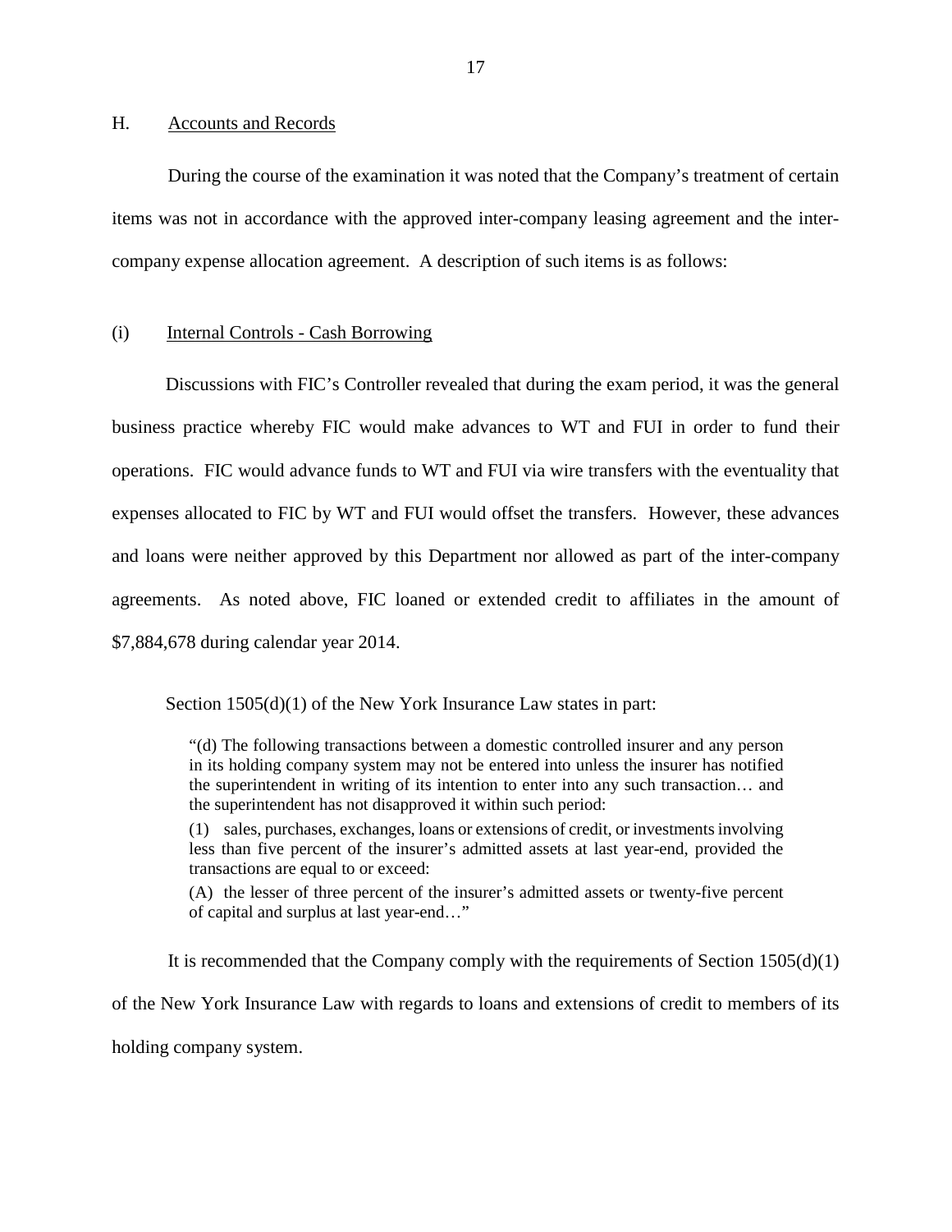## H. Accounts and Records

During the course of the examination it was noted that the Company's treatment of certain items was not in accordance with the approved inter-company leasing agreement and the inter-company expense allocation agreement. A description of such items is as follows:

### (i) Internal Controls - Cash Borrowing

Discussions with FIC's Controller revealed that during the exam period, it was the general business practice whereby FIC would make advances to WT and FUI in order to fund their operations. FIC would advance funds to WT and FUI via wire transfers with the eventuality that expenses allocated to FIC by WT and FUI would offset the transfers. However, these advances and loans were neither approved by this Department nor allowed as part of the inter-company agreements. As noted above, FIC loaned or extended credit to affiliates in the amount of $7,884,678 during calendar year 2014.

Section 1505(d)(1) of the New York Insurance Law states in part:

> "(d) The following transactions between a domestic controlled insurer and any person in its holding company system may not be entered into unless the insurer has notified the superintendent in writing of its intention to enter into any such transaction… and the superintendent has not disapproved it within such period:
>
> (1) sales, purchases, exchanges, loans or extensions of credit, or investments involving less than five percent of the insurer's admitted assets at last year-end, provided the transactions are equal to or exceed:
>
> (A) the lesser of three percent of the insurer's admitted assets or twenty-five percent of capital and surplus at last year-end…"

It is recommended that the Company comply with the requirements of Section 1505(d)(1) of the New York Insurance Law with regards to loans and extensions of credit to members of its holding company system.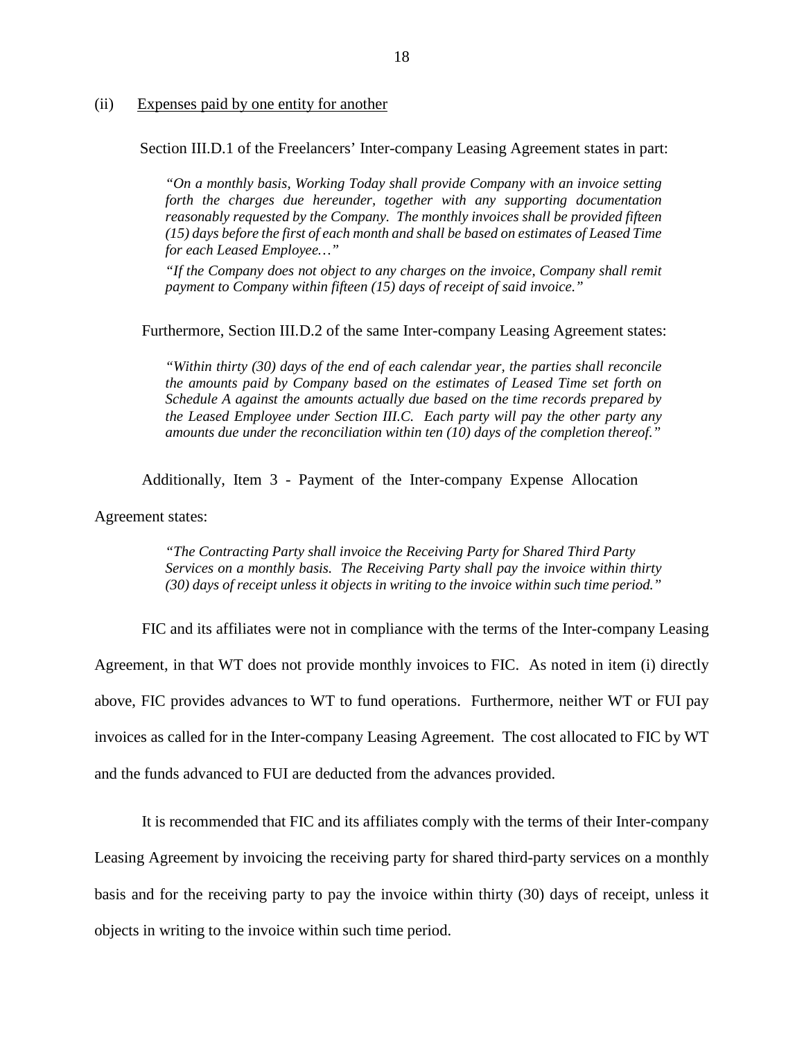(ii) Expenses paid by one entity for another

Section III.D.1 of the Freelancers' Inter-company Leasing Agreement states in part:

> *"On a monthly basis, Working Today shall provide Company with an invoice setting forth the charges due hereunder, together with any supporting documentation reasonably requested by the Company. The monthly invoices shall be provided fifteen (15) days before the first of each month and shall be based on estimates of Leased Time for each Leased Employee…"*
>
> *"If the Company does not object to any charges on the invoice, Company shall remit payment to Company within fifteen (15) days of receipt of said invoice."*

Furthermore, Section III.D.2 of the same Inter-company Leasing Agreement states:

> *"Within thirty (30) days of the end of each calendar year, the parties shall reconcile the amounts paid by Company based on the estimates of Leased Time set forth on Schedule A against the amounts actually due based on the time records prepared by the Leased Employee under Section III.C. Each party will pay the other party any amounts due under the reconciliation within ten (10) days of the completion thereof."*

Additionally, Item 3 - Payment of the Inter-company Expense Allocation Agreement states:

> *"The Contracting Party shall invoice the Receiving Party for Shared Third Party Services on a monthly basis. The Receiving Party shall pay the invoice within thirty (30) days of receipt unless it objects in writing to the invoice within such time period."*

FIC and its affiliates were not in compliance with the terms of the Inter-company Leasing Agreement, in that WT does not provide monthly invoices to FIC. As noted in item (i) directly above, FIC provides advances to WT to fund operations. Furthermore, neither WT or FUI pay invoices as called for in the Inter-company Leasing Agreement. The cost allocated to FIC by WT and the funds advanced to FUI are deducted from the advances provided.

It is recommended that FIC and its affiliates comply with the terms of their Inter-company Leasing Agreement by invoicing the receiving party for shared third-party services on a monthly basis and for the receiving party to pay the invoice within thirty (30) days of receipt, unless it objects in writing to the invoice within such time period.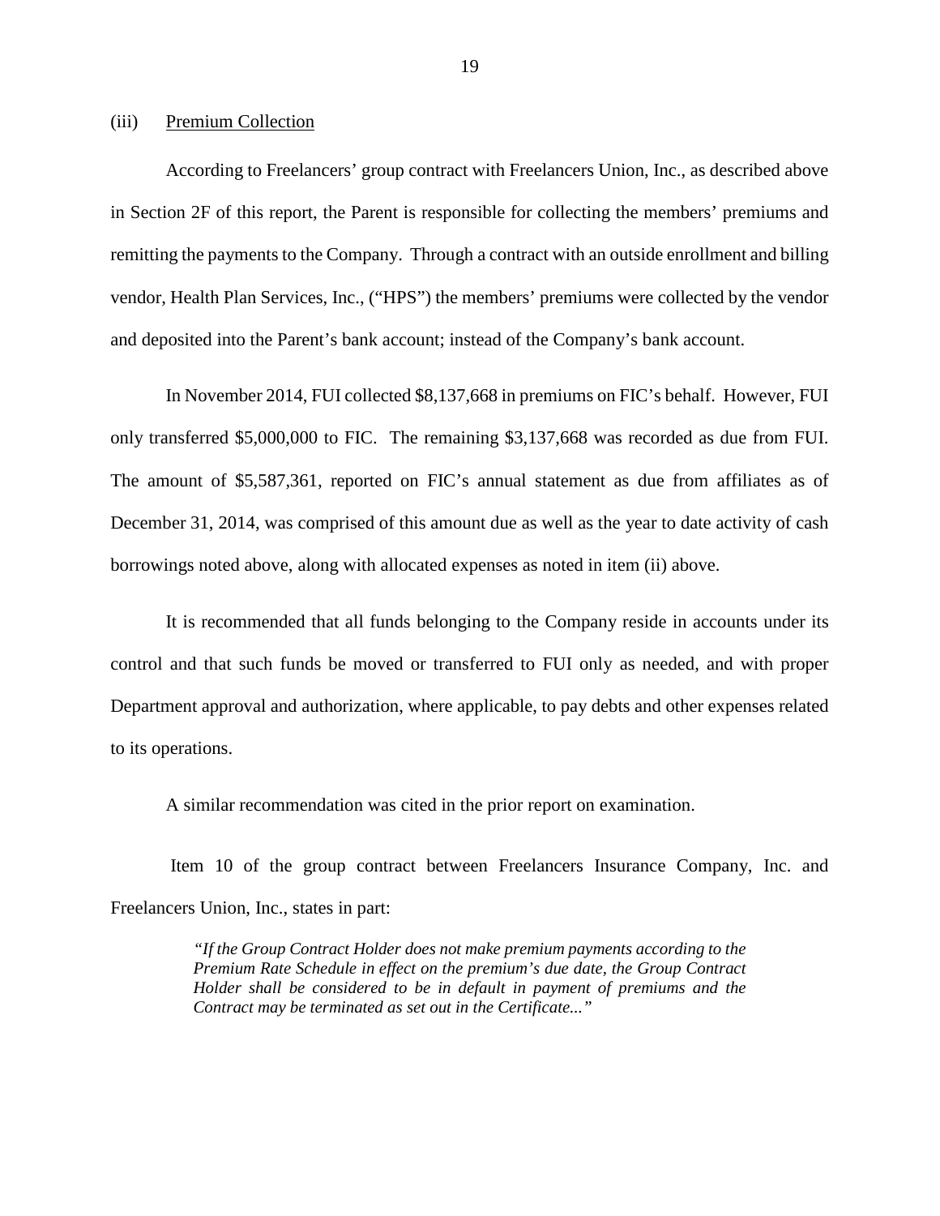(iii) Premium Collection

According to Freelancers' group contract with Freelancers Union, Inc., as described above in Section 2F of this report, the Parent is responsible for collecting the members' premiums and remitting the payments to the Company. Through a contract with an outside enrollment and billing vendor, Health Plan Services, Inc., ("HPS") the members' premiums were collected by the vendor and deposited into the Parent's bank account; instead of the Company's bank account.

In November 2014, FUI collected $8,137,668 in premiums on FIC's behalf. However, FUI only transferred $5,000,000 to FIC. The remaining $3,137,668 was recorded as due from FUI. The amount of $5,587,361, reported on FIC's annual statement as due from affiliates as of December 31, 2014, was comprised of this amount due as well as the year to date activity of cash borrowings noted above, along with allocated expenses as noted in item (ii) above.

It is recommended that all funds belonging to the Company reside in accounts under its control and that such funds be moved or transferred to FUI only as needed, and with proper Department approval and authorization, where applicable, to pay debts and other expenses related to its operations.

A similar recommendation was cited in the prior report on examination.

Item 10 of the group contract between Freelancers Insurance Company, Inc. and Freelancers Union, Inc., states in part:

> *"If the Group Contract Holder does not make premium payments according to the Premium Rate Schedule in effect on the premium's due date, the Group Contract Holder shall be considered to be in default in payment of premiums and the Contract may be terminated as set out in the Certificate..."*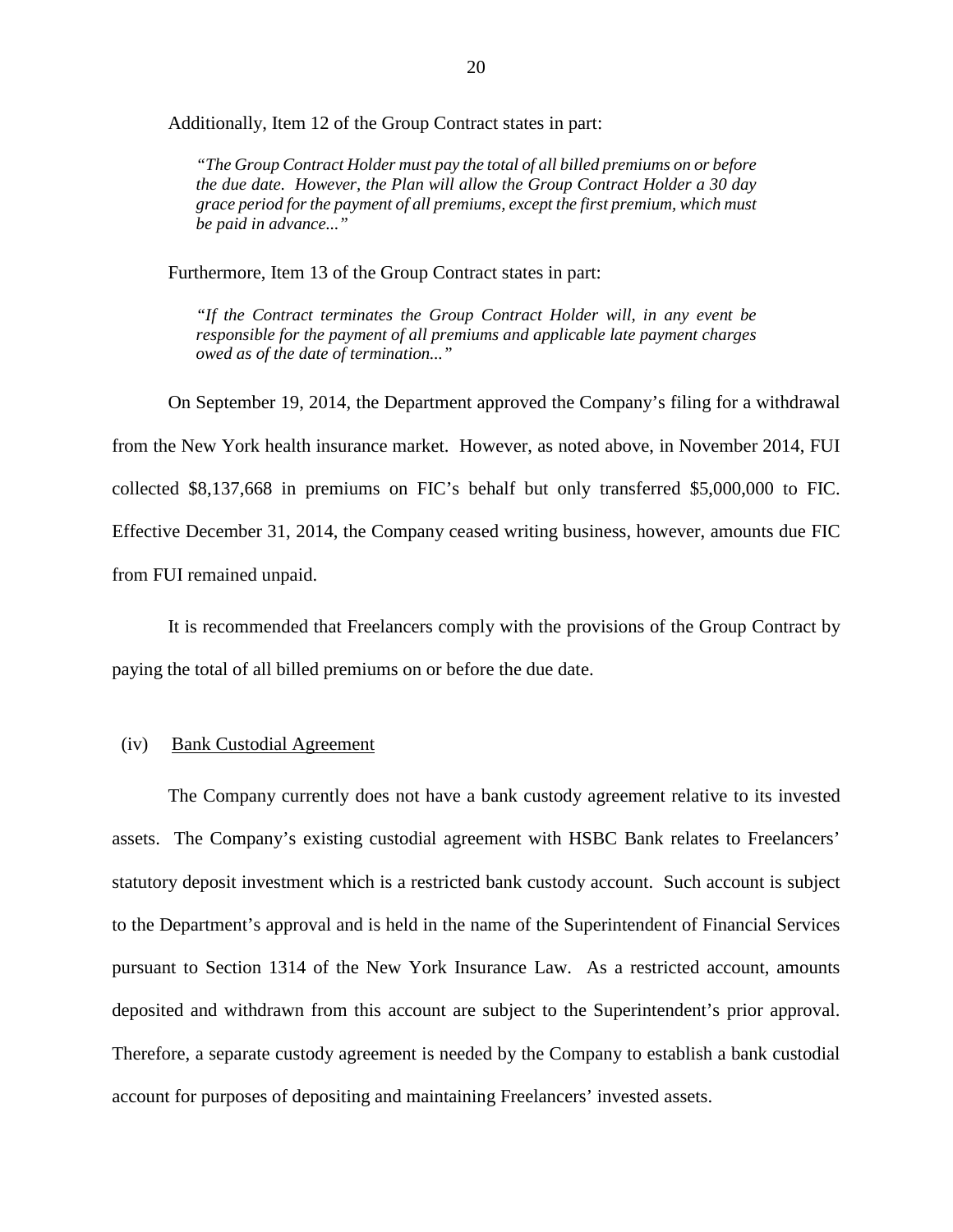Additionally, Item 12 of the Group Contract states in part:

> *"The Group Contract Holder must pay the total of all billed premiums on or before the due date. However, the Plan will allow the Group Contract Holder a 30 day grace period for the payment of all premiums, except the first premium, which must be paid in advance..."*

Furthermore, Item 13 of the Group Contract states in part:

> *"If the Contract terminates the Group Contract Holder will, in any event be responsible for the payment of all premiums and applicable late payment charges owed as of the date of termination..."*

On September 19, 2014, the Department approved the Company's filing for a withdrawal from the New York health insurance market. However, as noted above, in November 2014, FUI collected $8,137,668 in premiums on FIC's behalf but only transferred $5,000,000 to FIC. Effective December 31, 2014, the Company ceased writing business, however, amounts due FIC from FUI remained unpaid.

It is recommended that Freelancers comply with the provisions of the Group Contract by paying the total of all billed premiums on or before the due date.

(iv) Bank Custodial Agreement

The Company currently does not have a bank custody agreement relative to its invested assets. The Company's existing custodial agreement with HSBC Bank relates to Freelancers' statutory deposit investment which is a restricted bank custody account. Such account is subject to the Department's approval and is held in the name of the Superintendent of Financial Services pursuant to Section 1314 of the New York Insurance Law. As a restricted account, amounts deposited and withdrawn from this account are subject to the Superintendent's prior approval. Therefore, a separate custody agreement is needed by the Company to establish a bank custodial account for purposes of depositing and maintaining Freelancers' invested assets.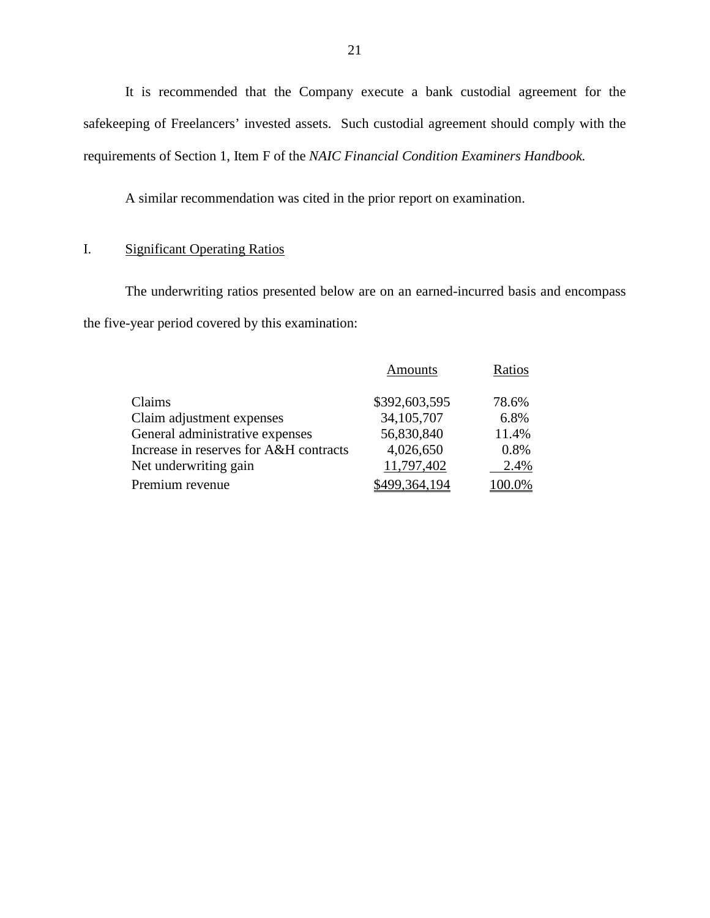It is recommended that the Company execute a bank custodial agreement for the safekeeping of Freelancers' invested assets. Such custodial agreement should comply with the requirements of Section 1, Item F of the *NAIC Financial Condition Examiners Handbook.*

A similar recommendation was cited in the prior report on examination.

## I. Significant Operating Ratios

The underwriting ratios presented below are on an earned-incurred basis and encompass the five-year period covered by this examination:

| | Amounts | Ratios |
|---|---|---|
| Claims | $392,603,595 | 78.6% |
| Claim adjustment expenses | 34,105,707 | 6.8% |
| General administrative expenses | 56,830,840 | 11.4% |
| Increase in reserves for A&H contracts | 4,026,650 | 0.8% |
| Net underwriting gain | 11,797,402 | 2.4% |
| Premium revenue | $499,364,194 | 100.0% |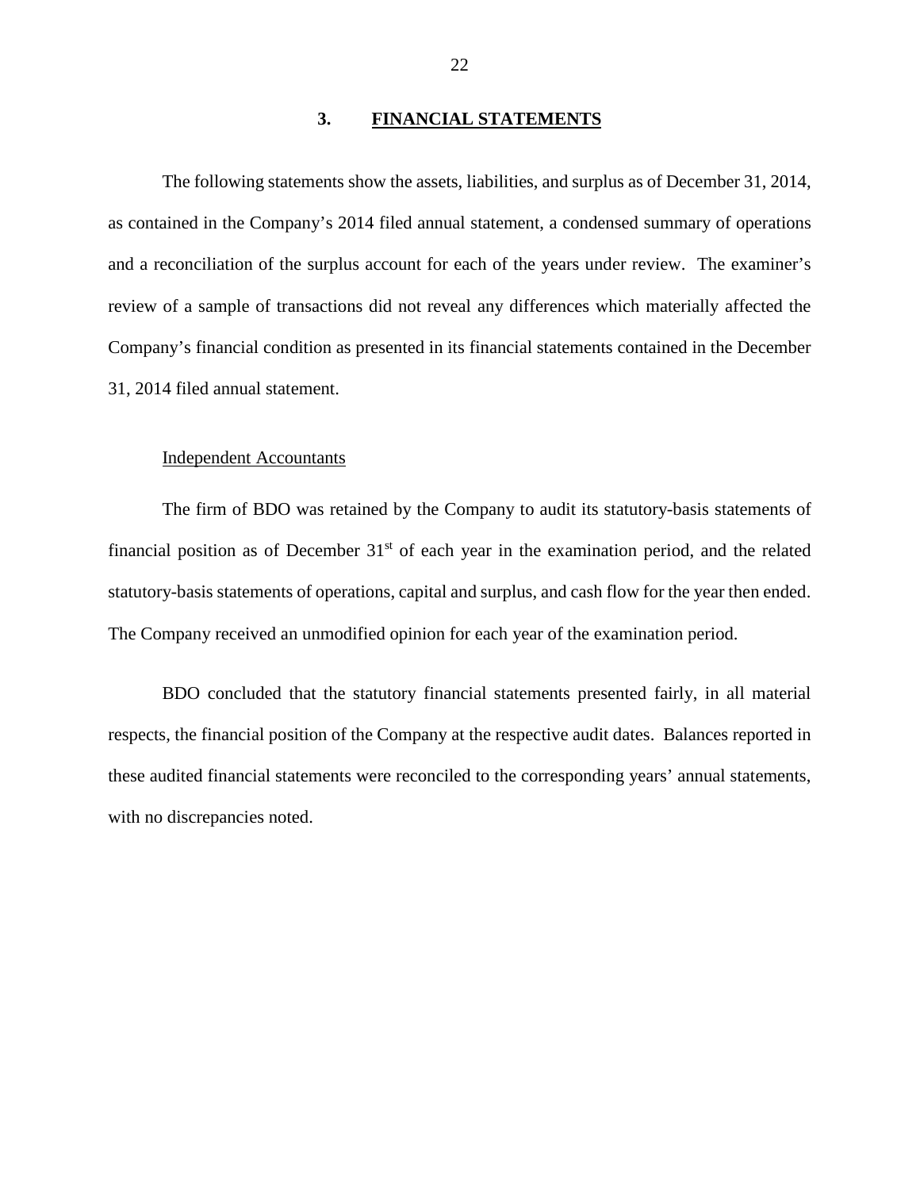## 3. FINANCIAL STATEMENTS

The following statements show the assets, liabilities, and surplus as of December 31, 2014, as contained in the Company's 2014 filed annual statement, a condensed summary of operations and a reconciliation of the surplus account for each of the years under review. The examiner's review of a sample of transactions did not reveal any differences which materially affected the Company's financial condition as presented in its financial statements contained in the December 31, 2014 filed annual statement.

Independent Accountants

The firm of BDO was retained by the Company to audit its statutory-basis statements of financial position as of December 31st of each year in the examination period, and the related statutory-basis statements of operations, capital and surplus, and cash flow for the year then ended. The Company received an unmodified opinion for each year of the examination period.

BDO concluded that the statutory financial statements presented fairly, in all material respects, the financial position of the Company at the respective audit dates. Balances reported in these audited financial statements were reconciled to the corresponding years' annual statements, with no discrepancies noted.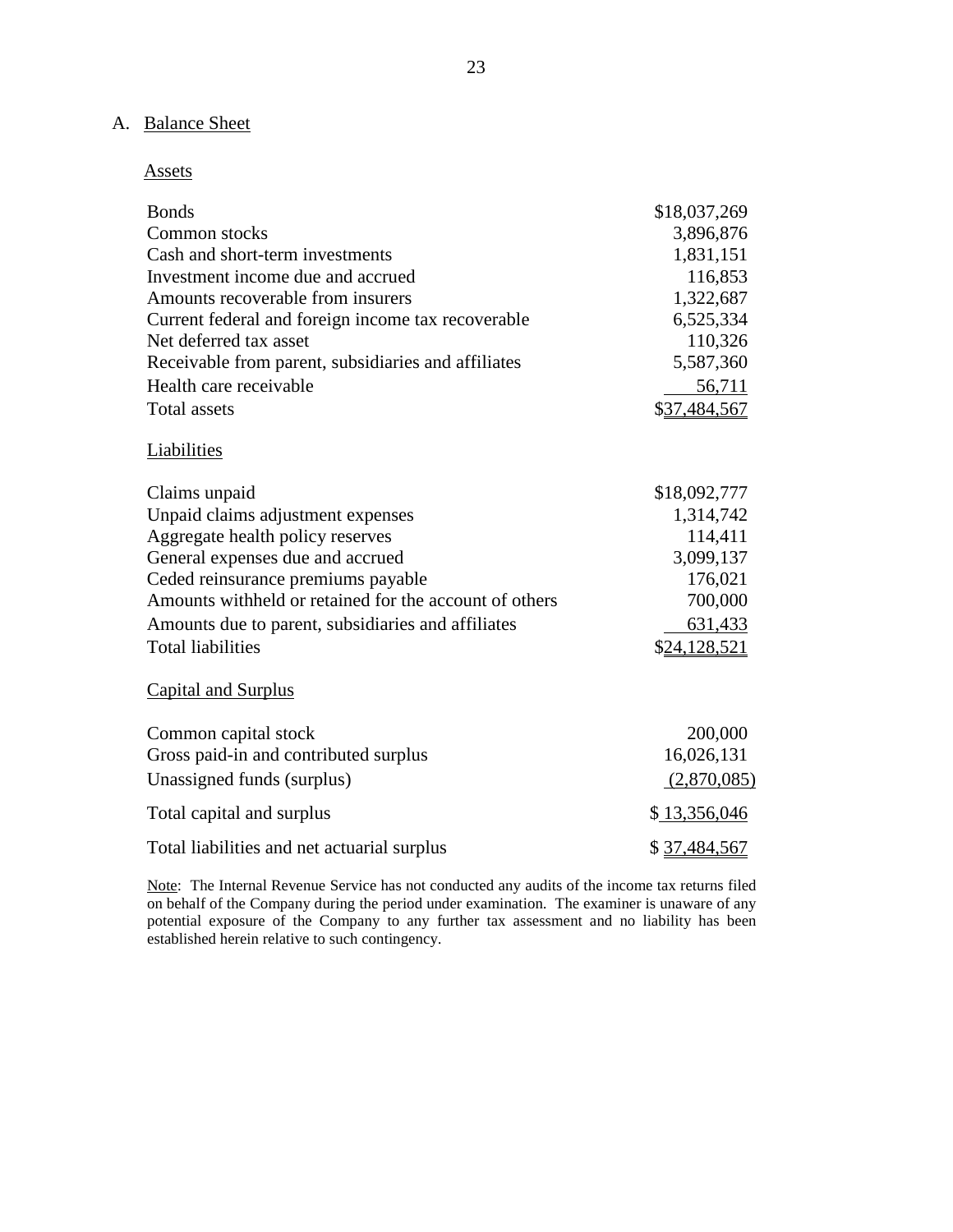## A. Balance Sheet

### Assets

| | |
|---|---:|
| Bonds | $18,037,269 |
| Common stocks | 3,896,876 |
| Cash and short-term investments | 1,831,151 |
| Investment income due and accrued | 116,853 |
| Amounts recoverable from insurers | 1,322,687 |
| Current federal and foreign income tax recoverable | 6,525,334 |
| Net deferred tax asset | 110,326 |
| Receivable from parent, subsidiaries and affiliates | 5,587,360 |
| Health care receivable | 56,711 |
| Total assets | $37,484,567 |

### Liabilities

| | |
|---|---:|
| Claims unpaid | $18,092,777 |
| Unpaid claims adjustment expenses | 1,314,742 |
| Aggregate health policy reserves | 114,411 |
| General expenses due and accrued | 3,099,137 |
| Ceded reinsurance premiums payable | 176,021 |
| Amounts withheld or retained for the account of others | 700,000 |
| Amounts due to parent, subsidiaries and affiliates | 631,433 |
| Total liabilities | $24,128,521 |

### Capital and Surplus

| | |
|---|---:|
| Common capital stock | 200,000 |
| Gross paid-in and contributed surplus | 16,026,131 |
| Unassigned funds (surplus) | (2,870,085) |
| Total capital and surplus | $ 13,356,046 |
| Total liabilities and net actuarial surplus | $ 37,484,567 |

Note: The Internal Revenue Service has not conducted any audits of the income tax returns filed on behalf of the Company during the period under examination. The examiner is unaware of any potential exposure of the Company to any further tax assessment and no liability has been established herein relative to such contingency.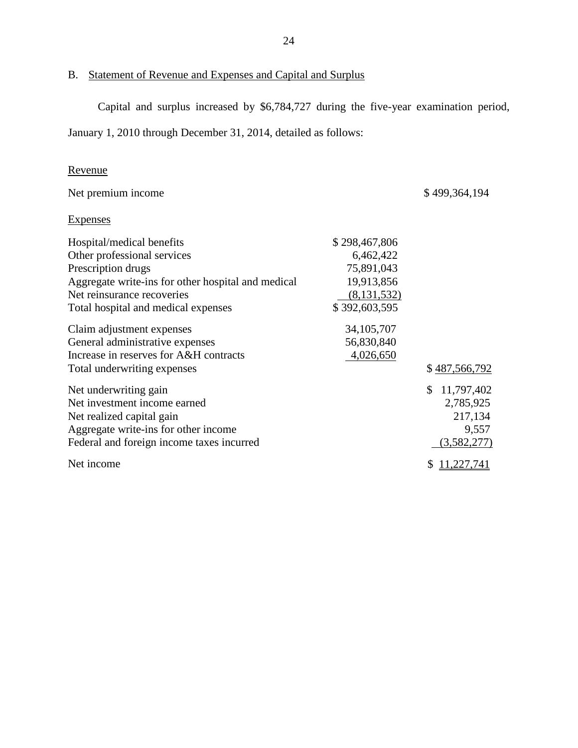## B. Statement of Revenue and Expenses and Capital and Surplus

Capital and surplus increased by $6,784,727 during the five-year examination period, January 1, 2010 through December 31, 2014, detailed as follows:

| | | |
|---|---|---|
| Revenue | | |
| Net premium income | | $ 499,364,194 |
| Expenses | | |
| Hospital/medical benefits | $ 298,467,806 | |
| Other professional services | 6,462,422 | |
| Prescription drugs | 75,891,043 | |
| Aggregate write-ins for other hospital and medical | 19,913,856 | |
| Net reinsurance recoveries | (8,131,532) | |
| Total hospital and medical expenses | $ 392,603,595 | |
| Claim adjustment expenses | 34,105,707 | |
| General administrative expenses | 56,830,840 | |
| Increase in reserves for A&H contracts | 4,026,650 | |
| Total underwriting expenses | | $ 487,566,792 |
| Net underwriting gain | | $ 11,797,402 |
| Net investment income earned | | 2,785,925 |
| Net realized capital gain | | 217,134 |
| Aggregate write-ins for other income | | 9,557 |
| Federal and foreign income taxes incurred | | (3,582,277) |
| Net income | | $ 11,227,741 |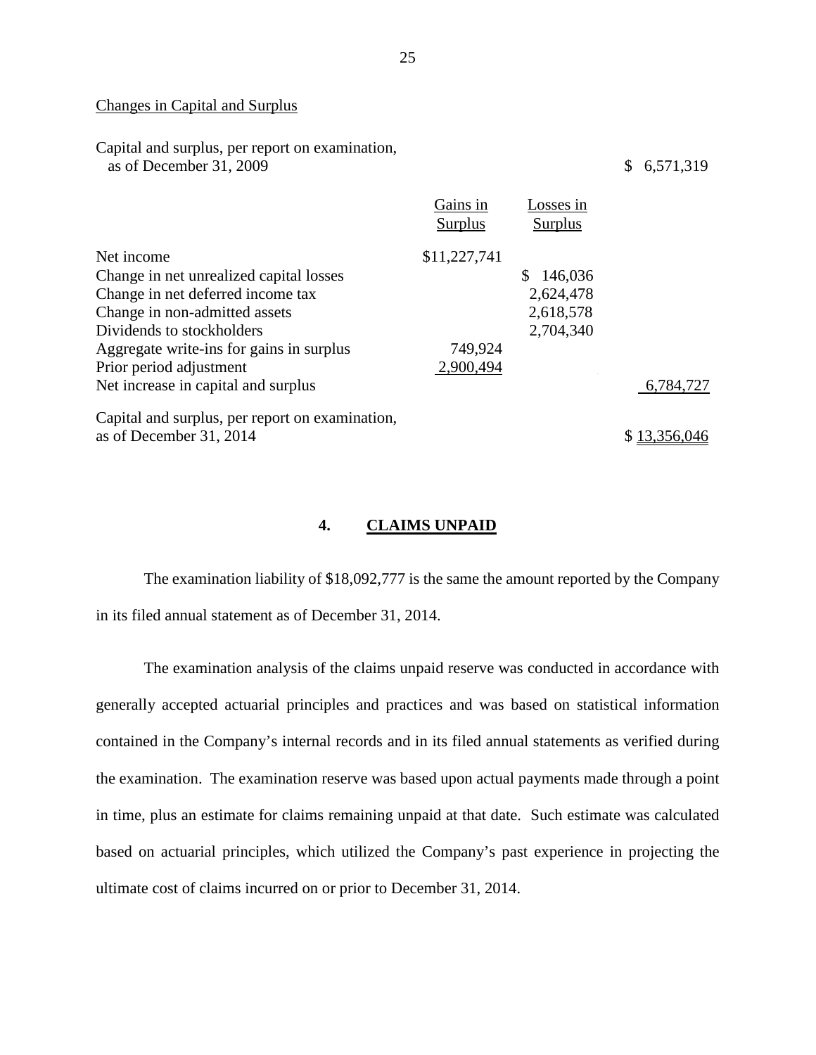Changes in Capital and Surplus

| | Gains in Surplus | Losses in Surplus | |
|---|---|---|---|
| Capital and surplus, per report on examination, as of December 31, 2009 | | | $ 6,571,319 |
| Net income | $11,227,741 | | |
| Change in net unrealized capital losses | | $ 146,036 | |
| Change in net deferred income tax | | 2,624,478 | |
| Change in non-admitted assets | | 2,618,578 | |
| Dividends to stockholders | | 2,704,340 | |
| Aggregate write-ins for gains in surplus | 749,924 | | |
| Prior period adjustment | 2,900,494 | | |
| Net increase in capital and surplus | | | 6,784,727 |
| Capital and surplus, per report on examination, as of December 31, 2014 | | | $ 13,356,046 |

## 4. CLAIMS UNPAID

The examination liability of $18,092,777 is the same the amount reported by the Company in its filed annual statement as of December 31, 2014.

The examination analysis of the claims unpaid reserve was conducted in accordance with generally accepted actuarial principles and practices and was based on statistical information contained in the Company's internal records and in its filed annual statements as verified during the examination. The examination reserve was based upon actual payments made through a point in time, plus an estimate for claims remaining unpaid at that date. Such estimate was calculated based on actuarial principles, which utilized the Company's past experience in projecting the ultimate cost of claims incurred on or prior to December 31, 2014.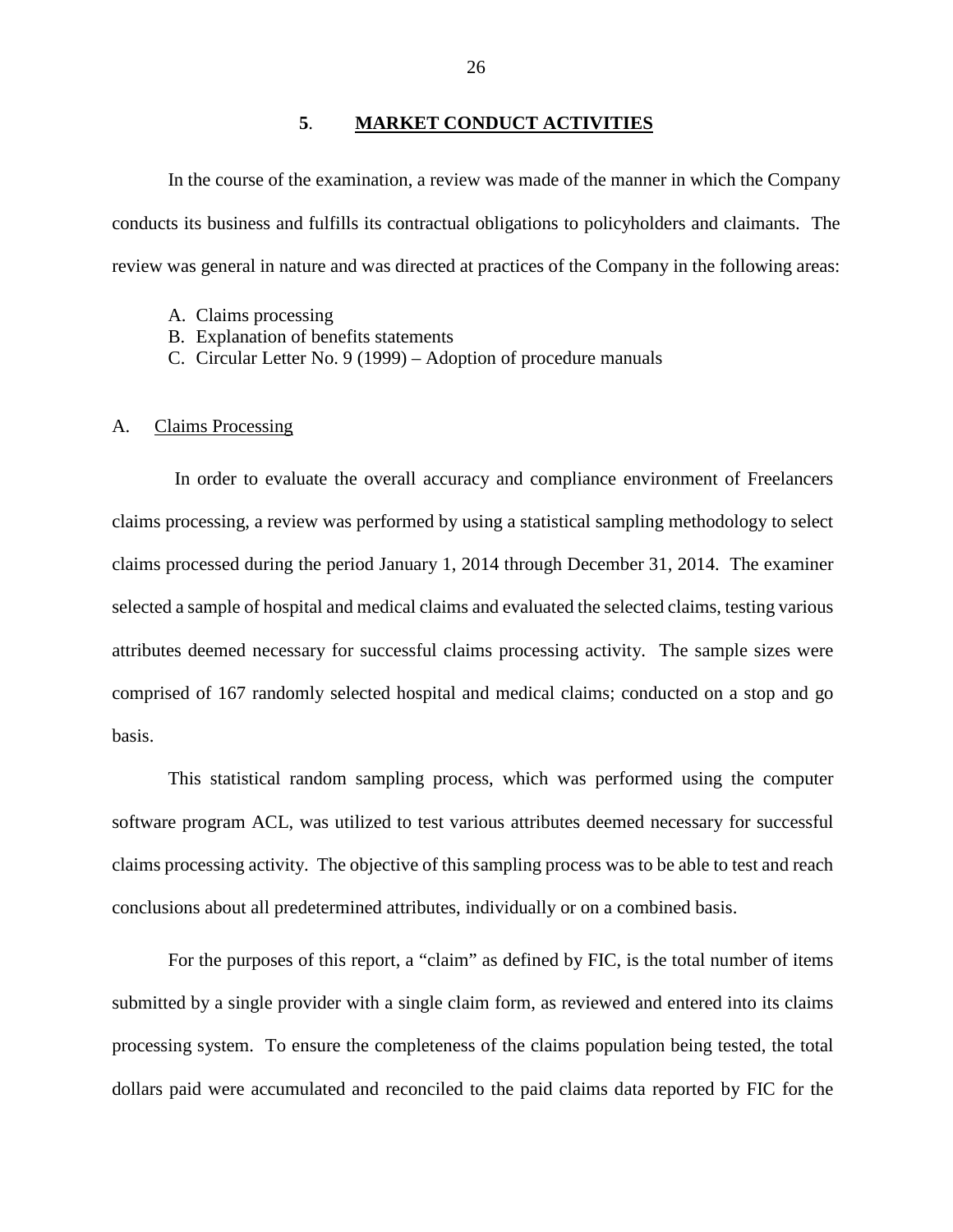## 5. MARKET CONDUCT ACTIVITIES

In the course of the examination, a review was made of the manner in which the Company conducts its business and fulfills its contractual obligations to policyholders and claimants. The review was general in nature and was directed at practices of the Company in the following areas:

A. Claims processing
B. Explanation of benefits statements
C. Circular Letter No. 9 (1999) – Adoption of procedure manuals

### A. Claims Processing

In order to evaluate the overall accuracy and compliance environment of Freelancers claims processing, a review was performed by using a statistical sampling methodology to select claims processed during the period January 1, 2014 through December 31, 2014. The examiner selected a sample of hospital and medical claims and evaluated the selected claims, testing various attributes deemed necessary for successful claims processing activity. The sample sizes were comprised of 167 randomly selected hospital and medical claims; conducted on a stop and go basis.

This statistical random sampling process, which was performed using the computer software program ACL, was utilized to test various attributes deemed necessary for successful claims processing activity. The objective of this sampling process was to be able to test and reach conclusions about all predetermined attributes, individually or on a combined basis.

For the purposes of this report, a "claim" as defined by FIC, is the total number of items submitted by a single provider with a single claim form, as reviewed and entered into its claims processing system. To ensure the completeness of the claims population being tested, the total dollars paid were accumulated and reconciled to the paid claims data reported by FIC for the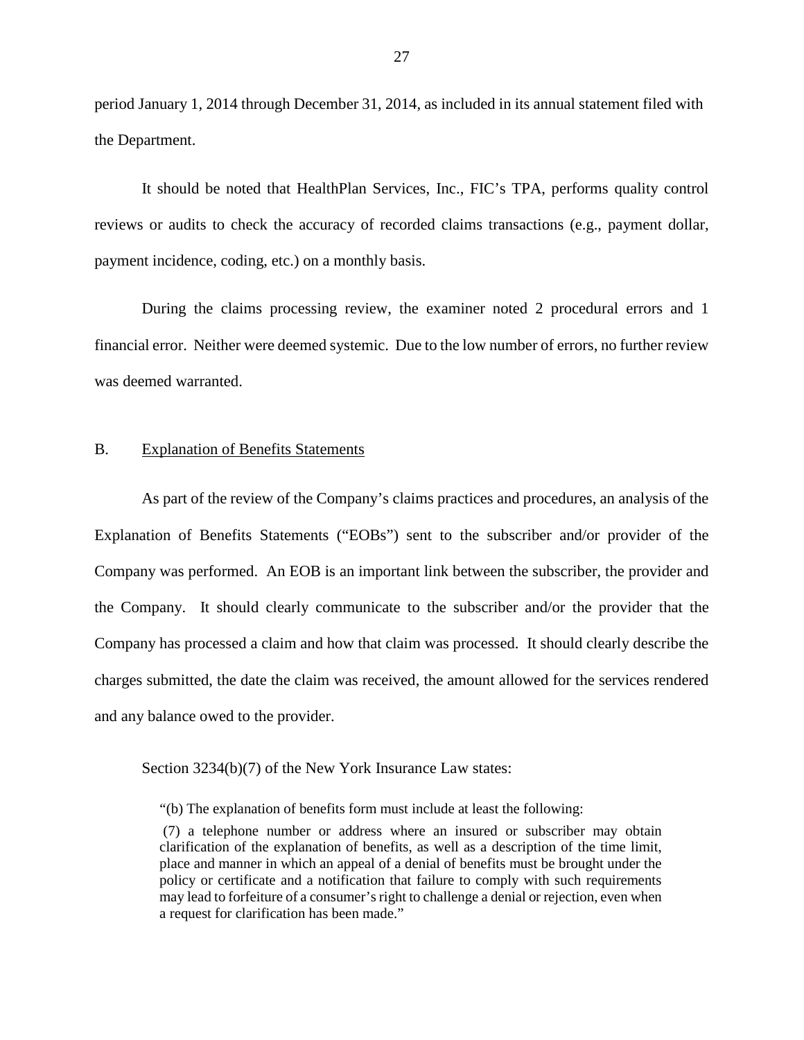period January 1, 2014 through December 31, 2014, as included in its annual statement filed with the Department.

It should be noted that HealthPlan Services, Inc., FIC's TPA, performs quality control reviews or audits to check the accuracy of recorded claims transactions (e.g., payment dollar, payment incidence, coding, etc.) on a monthly basis.

During the claims processing review, the examiner noted 2 procedural errors and 1 financial error. Neither were deemed systemic. Due to the low number of errors, no further review was deemed warranted.

## B. Explanation of Benefits Statements

As part of the review of the Company's claims practices and procedures, an analysis of the Explanation of Benefits Statements ("EOBs") sent to the subscriber and/or provider of the Company was performed. An EOB is an important link between the subscriber, the provider and the Company. It should clearly communicate to the subscriber and/or the provider that the Company has processed a claim and how that claim was processed. It should clearly describe the charges submitted, the date the claim was received, the amount allowed for the services rendered and any balance owed to the provider.

Section 3234(b)(7) of the New York Insurance Law states:

> "(b) The explanation of benefits form must include at least the following:
>
> (7) a telephone number or address where an insured or subscriber may obtain clarification of the explanation of benefits, as well as a description of the time limit, place and manner in which an appeal of a denial of benefits must be brought under the policy or certificate and a notification that failure to comply with such requirements may lead to forfeiture of a consumer's right to challenge a denial or rejection, even when a request for clarification has been made."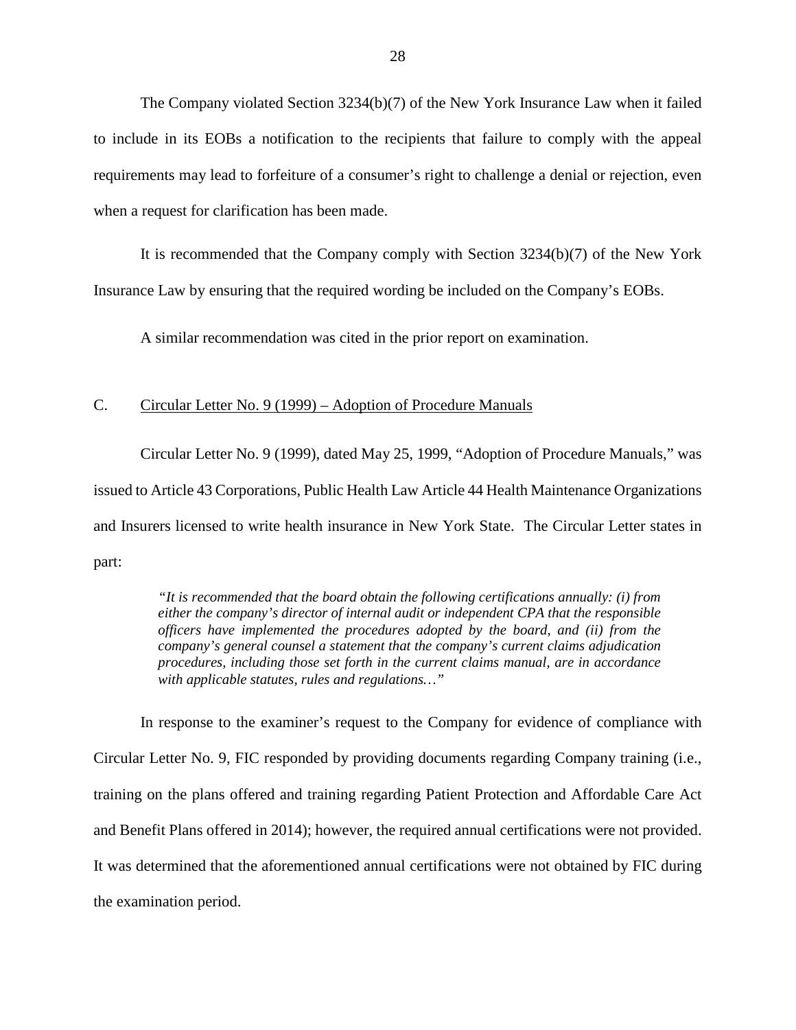The Company violated Section 3234(b)(7) of the New York Insurance Law when it failed to include in its EOBs a notification to the recipients that failure to comply with the appeal requirements may lead to forfeiture of a consumer's right to challenge a denial or rejection, even when a request for clarification has been made.

It is recommended that the Company comply with Section 3234(b)(7) of the New York Insurance Law by ensuring that the required wording be included on the Company's EOBs.

A similar recommendation was cited in the prior report on examination.

## C. Circular Letter No. 9 (1999) – Adoption of Procedure Manuals

Circular Letter No. 9 (1999), dated May 25, 1999, "Adoption of Procedure Manuals," was issued to Article 43 Corporations, Public Health Law Article 44 Health Maintenance Organizations and Insurers licensed to write health insurance in New York State. The Circular Letter states in part:

> *"It is recommended that the board obtain the following certifications annually: (i) from either the company's director of internal audit or independent CPA that the responsible officers have implemented the procedures adopted by the board, and (ii) from the company's general counsel a statement that the company's current claims adjudication procedures, including those set forth in the current claims manual, are in accordance with applicable statutes, rules and regulations…"*

In response to the examiner's request to the Company for evidence of compliance with Circular Letter No. 9, FIC responded by providing documents regarding Company training (i.e., training on the plans offered and training regarding Patient Protection and Affordable Care Act and Benefit Plans offered in 2014); however, the required annual certifications were not provided. It was determined that the aforementioned annual certifications were not obtained by FIC during the examination period.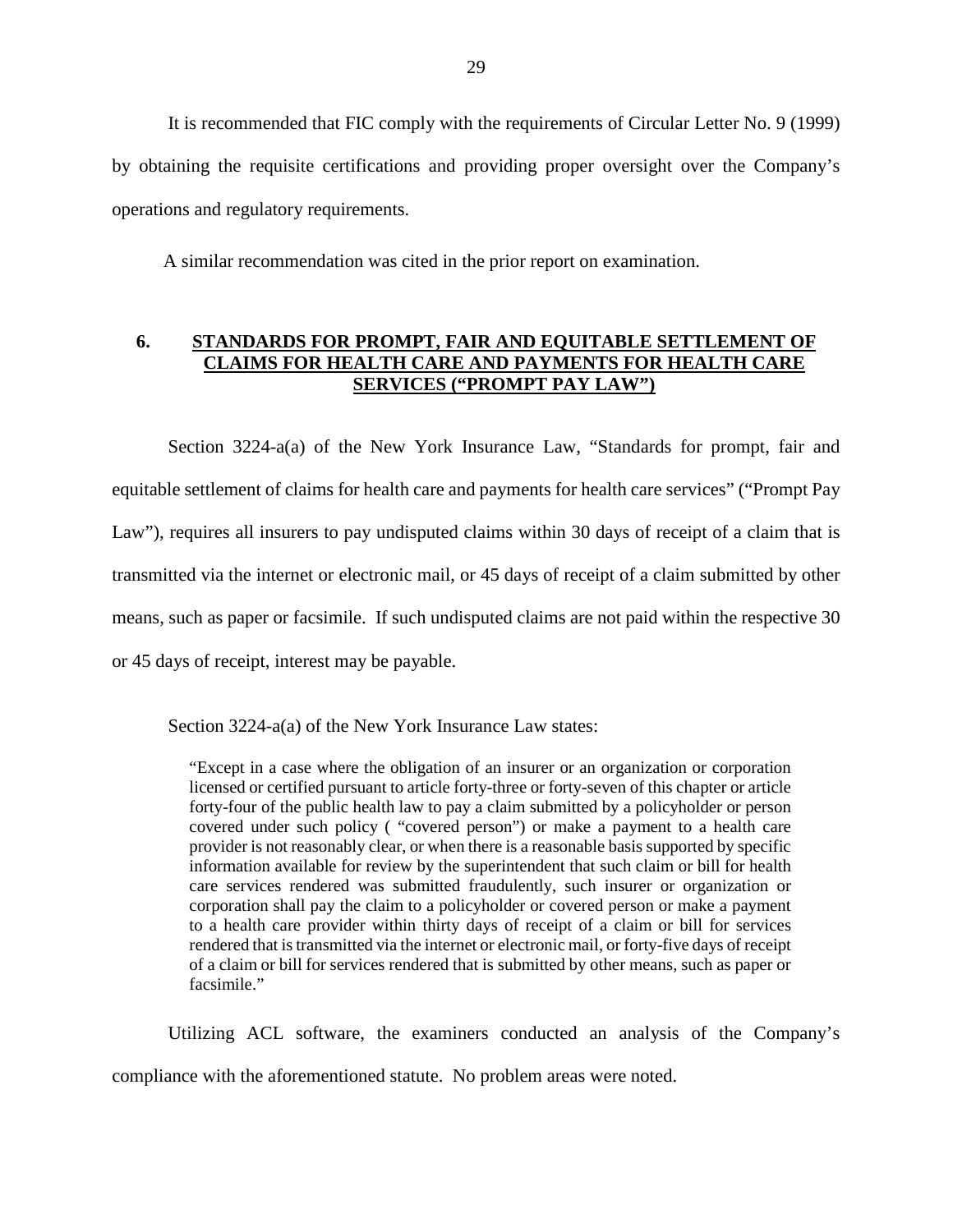It is recommended that FIC comply with the requirements of Circular Letter No. 9 (1999) by obtaining the requisite certifications and providing proper oversight over the Company's operations and regulatory requirements.

A similar recommendation was cited in the prior report on examination.

## 6. STANDARDS FOR PROMPT, FAIR AND EQUITABLE SETTLEMENT OF CLAIMS FOR HEALTH CARE AND PAYMENTS FOR HEALTH CARE SERVICES ("PROMPT PAY LAW")

Section 3224-a(a) of the New York Insurance Law, "Standards for prompt, fair and equitable settlement of claims for health care and payments for health care services" ("Prompt Pay Law"), requires all insurers to pay undisputed claims within 30 days of receipt of a claim that is transmitted via the internet or electronic mail, or 45 days of receipt of a claim submitted by other means, such as paper or facsimile. If such undisputed claims are not paid within the respective 30 or 45 days of receipt, interest may be payable.

Section 3224-a(a) of the New York Insurance Law states:

> "Except in a case where the obligation of an insurer or an organization or corporation licensed or certified pursuant to article forty-three or forty-seven of this chapter or article forty-four of the public health law to pay a claim submitted by a policyholder or person covered under such policy ( "covered person") or make a payment to a health care provider is not reasonably clear, or when there is a reasonable basis supported by specific information available for review by the superintendent that such claim or bill for health care services rendered was submitted fraudulently, such insurer or organization or corporation shall pay the claim to a policyholder or covered person or make a payment to a health care provider within thirty days of receipt of a claim or bill for services rendered that is transmitted via the internet or electronic mail, or forty-five days of receipt of a claim or bill for services rendered that is submitted by other means, such as paper or facsimile."

Utilizing ACL software, the examiners conducted an analysis of the Company's compliance with the aforementioned statute. No problem areas were noted.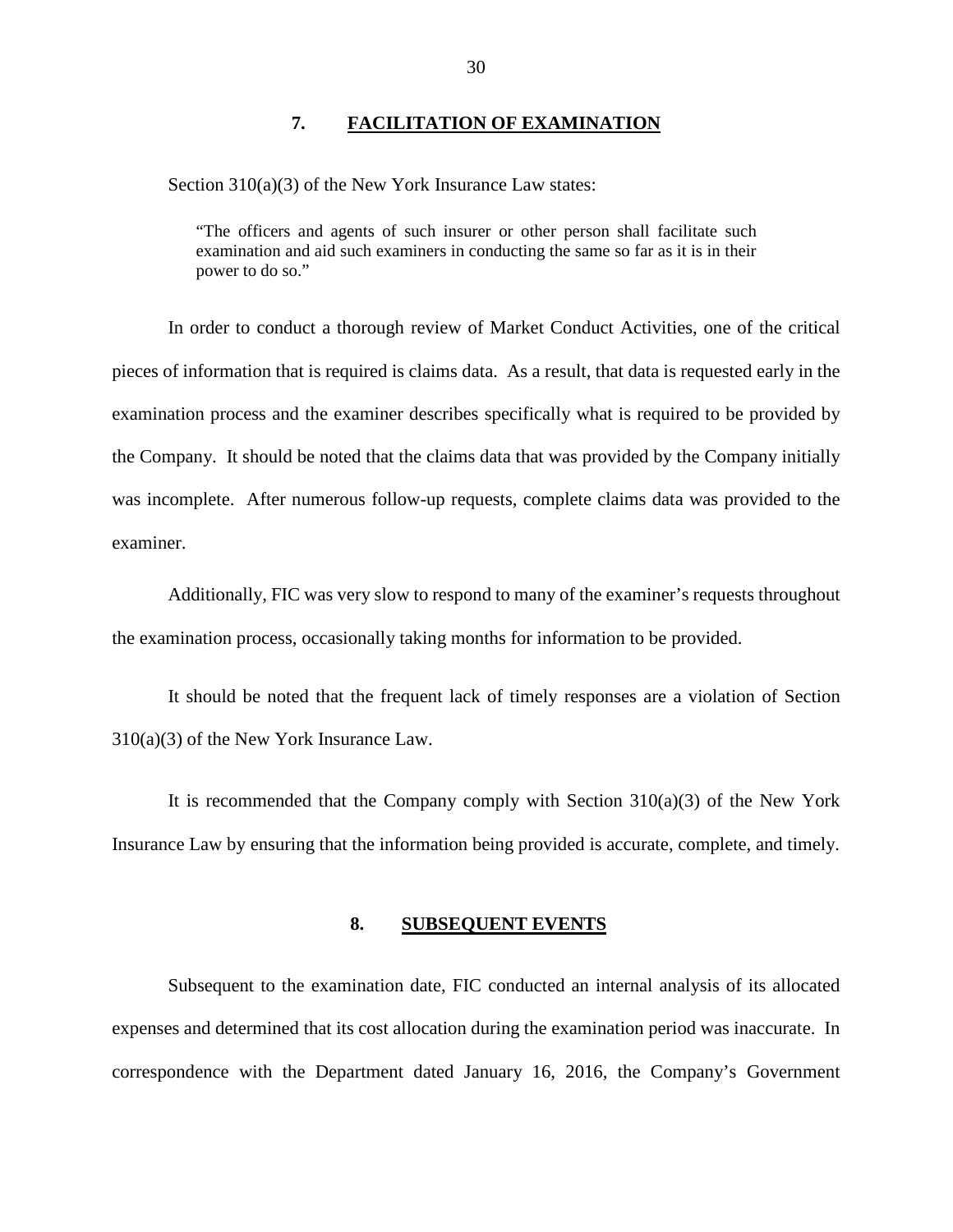## 7. FACILITATION OF EXAMINATION

Section 310(a)(3) of the New York Insurance Law states:

> "The officers and agents of such insurer or other person shall facilitate such examination and aid such examiners in conducting the same so far as it is in their power to do so."

In order to conduct a thorough review of Market Conduct Activities, one of the critical pieces of information that is required is claims data. As a result, that data is requested early in the examination process and the examiner describes specifically what is required to be provided by the Company. It should be noted that the claims data that was provided by the Company initially was incomplete. After numerous follow-up requests, complete claims data was provided to the examiner.

Additionally, FIC was very slow to respond to many of the examiner's requests throughout the examination process, occasionally taking months for information to be provided.

It should be noted that the frequent lack of timely responses are a violation of Section 310(a)(3) of the New York Insurance Law.

It is recommended that the Company comply with Section 310(a)(3) of the New York Insurance Law by ensuring that the information being provided is accurate, complete, and timely.

## 8. SUBSEQUENT EVENTS

Subsequent to the examination date, FIC conducted an internal analysis of its allocated expenses and determined that its cost allocation during the examination period was inaccurate. In correspondence with the Department dated January 16, 2016, the Company's Government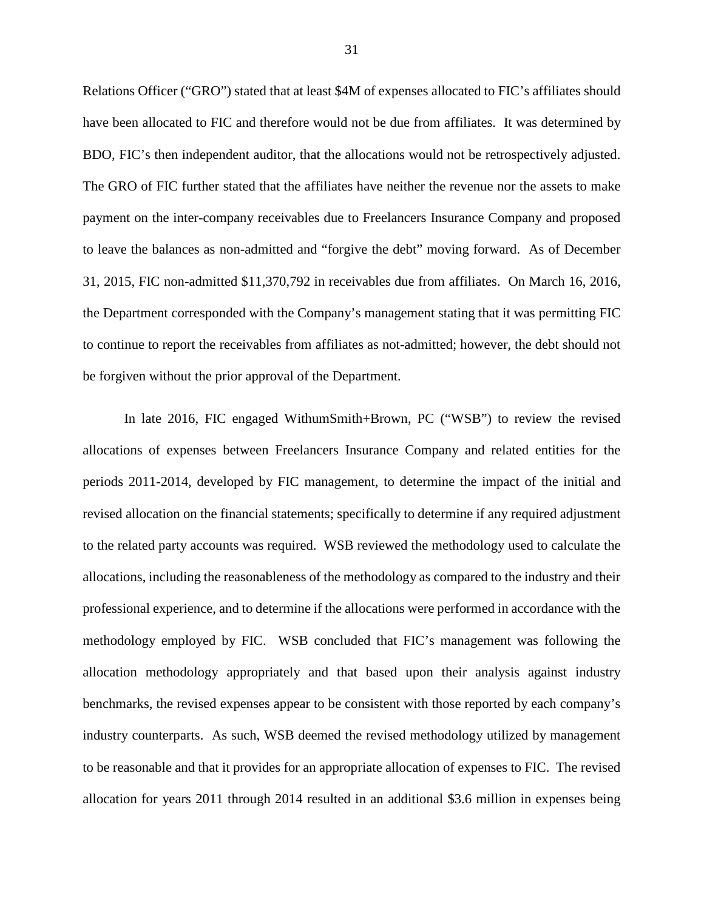Relations Officer ("GRO") stated that at least $4M of expenses allocated to FIC's affiliates should have been allocated to FIC and therefore would not be due from affiliates. It was determined by BDO, FIC's then independent auditor, that the allocations would not be retrospectively adjusted. The GRO of FIC further stated that the affiliates have neither the revenue nor the assets to make payment on the inter-company receivables due to Freelancers Insurance Company and proposed to leave the balances as non-admitted and "forgive the debt" moving forward. As of December 31, 2015, FIC non-admitted $11,370,792 in receivables due from affiliates. On March 16, 2016, the Department corresponded with the Company's management stating that it was permitting FIC to continue to report the receivables from affiliates as not-admitted; however, the debt should not be forgiven without the prior approval of the Department.

In late 2016, FIC engaged WithumSmith+Brown, PC ("WSB") to review the revised allocations of expenses between Freelancers Insurance Company and related entities for the periods 2011-2014, developed by FIC management, to determine the impact of the initial and revised allocation on the financial statements; specifically to determine if any required adjustment to the related party accounts was required. WSB reviewed the methodology used to calculate the allocations, including the reasonableness of the methodology as compared to the industry and their professional experience, and to determine if the allocations were performed in accordance with the methodology employed by FIC. WSB concluded that FIC's management was following the allocation methodology appropriately and that based upon their analysis against industry benchmarks, the revised expenses appear to be consistent with those reported by each company's industry counterparts. As such, WSB deemed the revised methodology utilized by management to be reasonable and that it provides for an appropriate allocation of expenses to FIC. The revised allocation for years 2011 through 2014 resulted in an additional $3.6 million in expenses being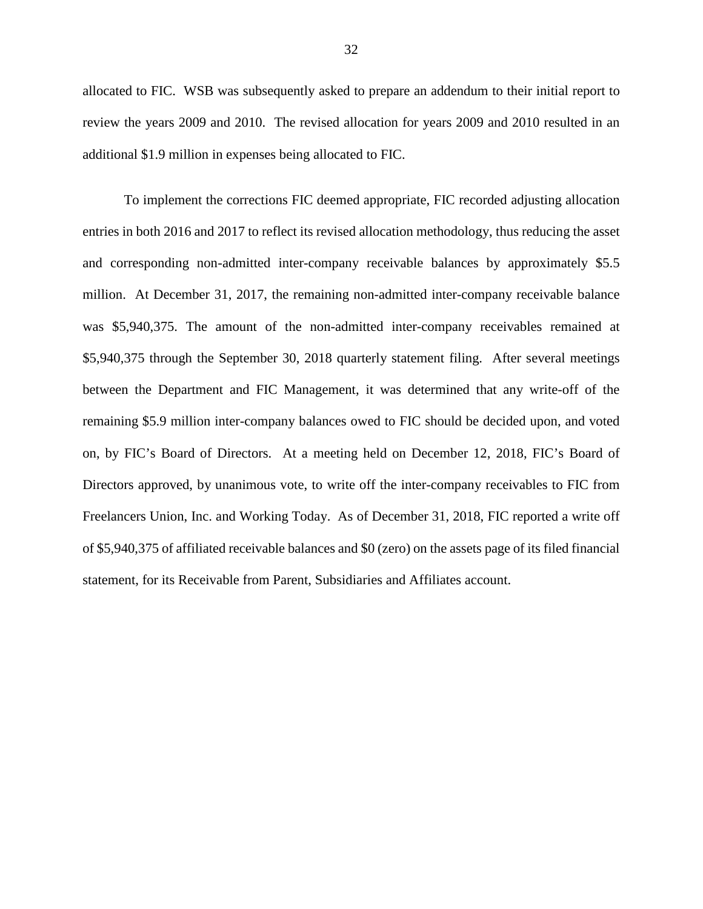allocated to FIC. WSB was subsequently asked to prepare an addendum to their initial report to review the years 2009 and 2010. The revised allocation for years 2009 and 2010 resulted in an additional $1.9 million in expenses being allocated to FIC.

To implement the corrections FIC deemed appropriate, FIC recorded adjusting allocation entries in both 2016 and 2017 to reflect its revised allocation methodology, thus reducing the asset and corresponding non-admitted inter-company receivable balances by approximately $5.5 million. At December 31, 2017, the remaining non-admitted inter-company receivable balance was $5,940,375. The amount of the non-admitted inter-company receivables remained at $5,940,375 through the September 30, 2018 quarterly statement filing. After several meetings between the Department and FIC Management, it was determined that any write-off of the remaining $5.9 million inter-company balances owed to FIC should be decided upon, and voted on, by FIC's Board of Directors. At a meeting held on December 12, 2018, FIC's Board of Directors approved, by unanimous vote, to write off the inter-company receivables to FIC from Freelancers Union, Inc. and Working Today. As of December 31, 2018, FIC reported a write off of $5,940,375 of affiliated receivable balances and $0 (zero) on the assets page of its filed financial statement, for its Receivable from Parent, Subsidiaries and Affiliates account.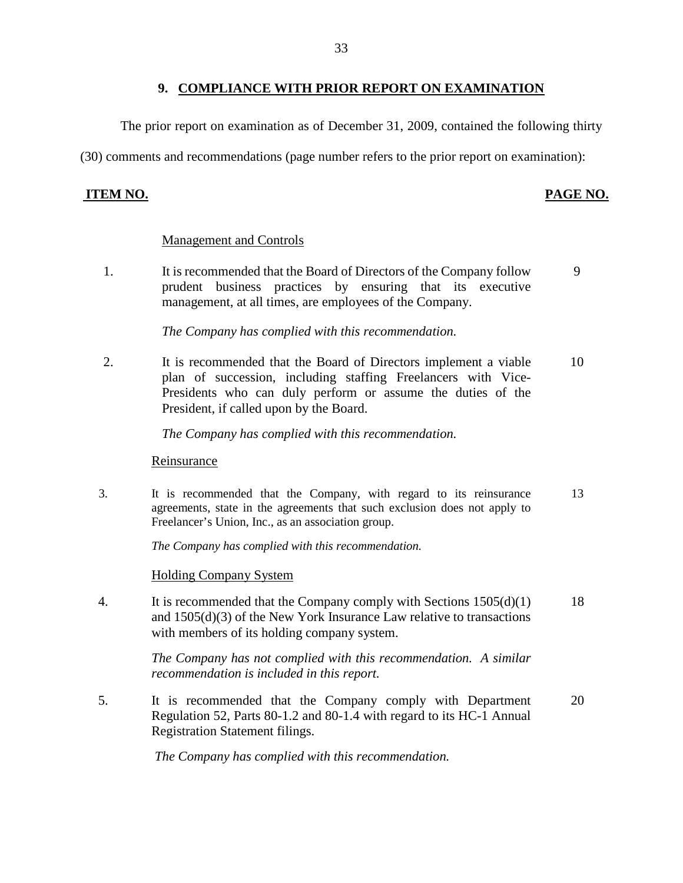## 9. COMPLIANCE WITH PRIOR REPORT ON EXAMINATION

The prior report on examination as of December 31, 2009, contained the following thirty (30) comments and recommendations (page number refers to the prior report on examination):

| ITEM NO. | | PAGE NO. |
|---|---|---|
| | Management and Controls | |
| 1. | It is recommended that the Board of Directors of the Company follow prudent business practices by ensuring that its executive management, at all times, are employees of the Company.<br><br>*The Company has complied with this recommendation.* | 9 |
| 2. | It is recommended that the Board of Directors implement a viable plan of succession, including staffing Freelancers with Vice-Presidents who can duly perform or assume the duties of the President, if called upon by the Board.<br><br>*The Company has complied with this recommendation.* | 10 |
| | Reinsurance | |
| 3. | It is recommended that the Company, with regard to its reinsurance agreements, state in the agreements that such exclusion does not apply to Freelancer's Union, Inc., as an association group.<br><br>*The Company has complied with this recommendation.* | 13 |
| | Holding Company System | |
| 4. | It is recommended that the Company comply with Sections 1505(d)(1) and 1505(d)(3) of the New York Insurance Law relative to transactions with members of its holding company system.<br><br>*The Company has not complied with this recommendation. A similar recommendation is included in this report.* | 18 |
| 5. | It is recommended that the Company comply with Department Regulation 52, Parts 80-1.2 and 80-1.4 with regard to its HC-1 Annual Registration Statement filings.<br><br>*The Company has complied with this recommendation.* | 20 |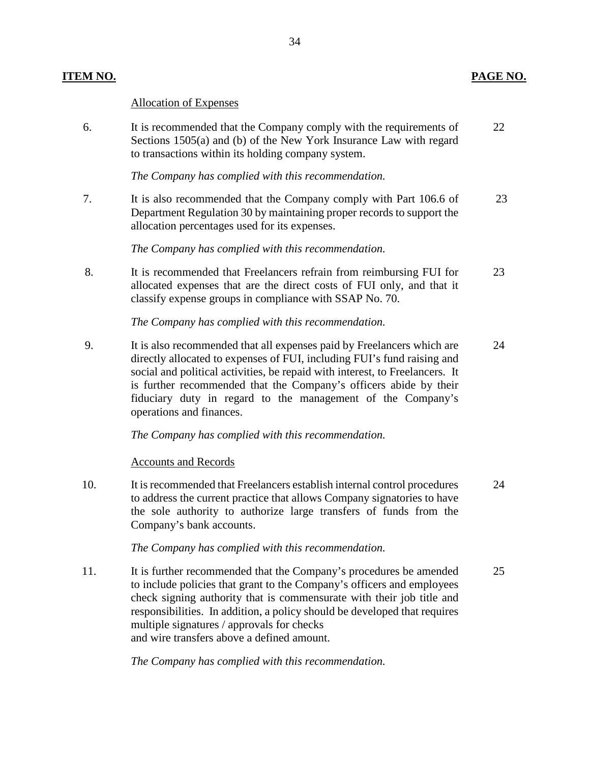| ITEM NO. | | PAGE NO. |
|---|---|---|
| | Allocation of Expenses | |
| 6. | It is recommended that the Company comply with the requirements of Sections 1505(a) and (b) of the New York Insurance Law with regard to transactions within its holding company system.<br><br>*The Company has complied with this recommendation.* | 22 |
| 7. | It is also recommended that the Company comply with Part 106.6 of Department Regulation 30 by maintaining proper records to support the allocation percentages used for its expenses.<br><br>*The Company has complied with this recommendation.* | 23 |
| 8. | It is recommended that Freelancers refrain from reimbursing FUI for allocated expenses that are the direct costs of FUI only, and that it classify expense groups in compliance with SSAP No. 70.<br><br>*The Company has complied with this recommendation.* | 23 |
| 9. | It is also recommended that all expenses paid by Freelancers which are directly allocated to expenses of FUI, including FUI's fund raising and social and political activities, be repaid with interest, to Freelancers. It is further recommended that the Company's officers abide by their fiduciary duty in regard to the management of the Company's operations and finances.<br><br>*The Company has complied with this recommendation.* | 24 |
| | Accounts and Records | |
| 10. | It is recommended that Freelancers establish internal control procedures to address the current practice that allows Company signatories to have the sole authority to authorize large transfers of funds from the Company's bank accounts.<br><br>*The Company has complied with this recommendation.* | 24 |
| 11. | It is further recommended that the Company's procedures be amended to include policies that grant to the Company's officers and employees check signing authority that is commensurate with their job title and responsibilities. In addition, a policy should be developed that requires multiple signatures / approvals for checks and wire transfers above a defined amount.<br><br>*The Company has complied with this recommendation.* | 25 |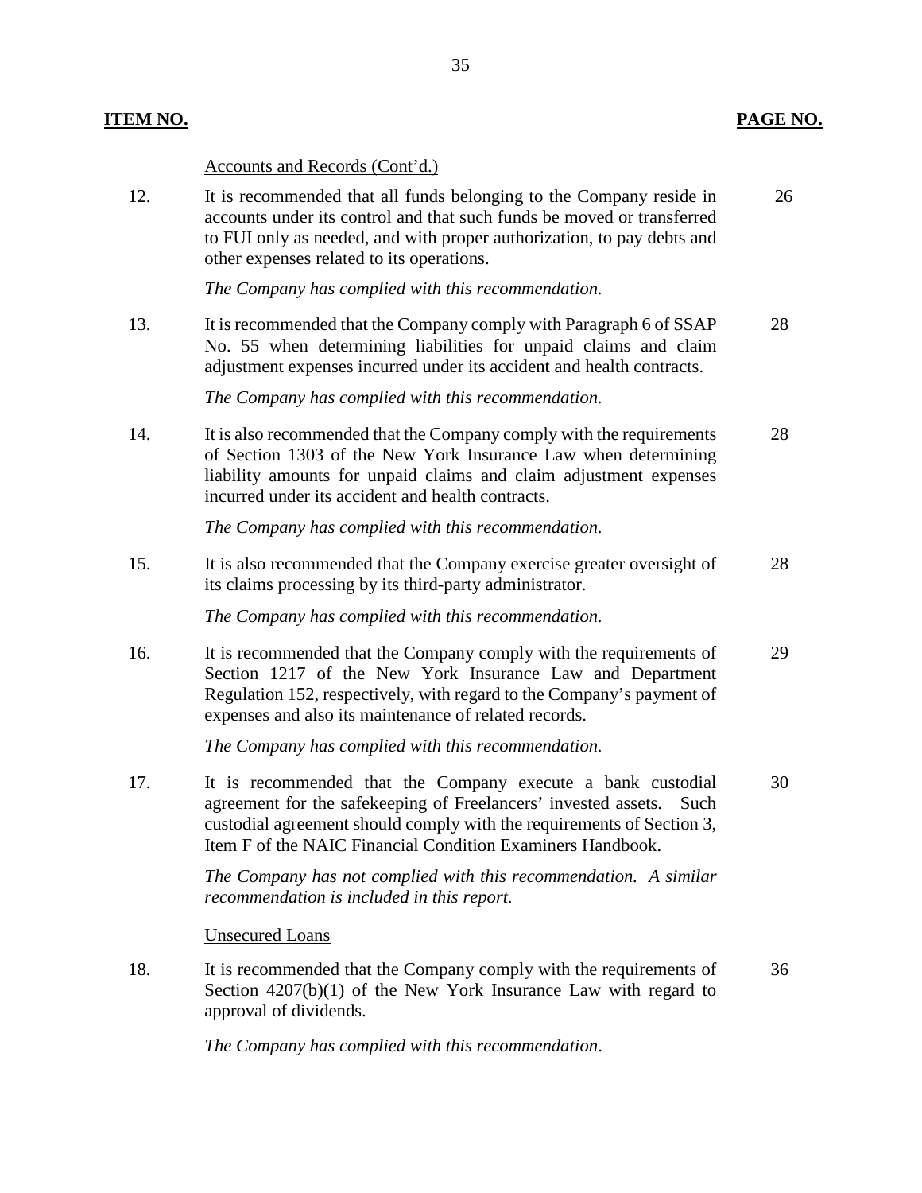| ITEM NO. | | PAGE NO. |
|---|---|---|
| | Accounts and Records (Cont'd.) | |
| 12. | It is recommended that all funds belonging to the Company reside in accounts under its control and that such funds be moved or transferred to FUI only as needed, and with proper authorization, to pay debts and other expenses related to its operations.<br><br>*The Company has complied with this recommendation.* | 26 |
| 13. | It is recommended that the Company comply with Paragraph 6 of SSAP No. 55 when determining liabilities for unpaid claims and claim adjustment expenses incurred under its accident and health contracts.<br><br>*The Company has complied with this recommendation.* | 28 |
| 14. | It is also recommended that the Company comply with the requirements of Section 1303 of the New York Insurance Law when determining liability amounts for unpaid claims and claim adjustment expenses incurred under its accident and health contracts.<br><br>*The Company has complied with this recommendation.* | 28 |
| 15. | It is also recommended that the Company exercise greater oversight of its claims processing by its third-party administrator.<br><br>*The Company has complied with this recommendation.* | 28 |
| 16. | It is recommended that the Company comply with the requirements of Section 1217 of the New York Insurance Law and Department Regulation 152, respectively, with regard to the Company's payment of expenses and also its maintenance of related records.<br><br>*The Company has complied with this recommendation.* | 29 |
| 17. | It is recommended that the Company execute a bank custodial agreement for the safekeeping of Freelancers' invested assets. Such custodial agreement should comply with the requirements of Section 3, Item F of the NAIC Financial Condition Examiners Handbook.<br><br>*The Company has not complied with this recommendation. A similar recommendation is included in this report.* | 30 |
| | Unsecured Loans | |
| 18. | It is recommended that the Company comply with the requirements of Section 4207(b)(1) of the New York Insurance Law with regard to approval of dividends.<br><br>*The Company has complied with this recommendation*. | 36 |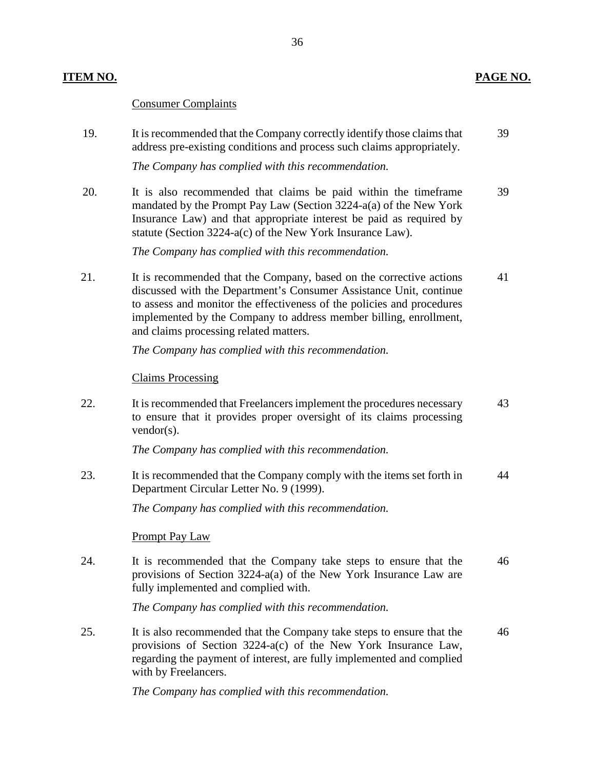| ITEM NO. | | PAGE NO. |
|---|---|---|
| | Consumer Complaints | |
| 19. | It is recommended that the Company correctly identify those claims that address pre-existing conditions and process such claims appropriately.<br><br>*The Company has complied with this recommendation.* | 39 |
| 20. | It is also recommended that claims be paid within the timeframe mandated by the Prompt Pay Law (Section 3224-a(a) of the New York Insurance Law) and that appropriate interest be paid as required by statute (Section 3224-a(c) of the New York Insurance Law).<br><br>*The Company has complied with this recommendation.* | 39 |
| 21. | It is recommended that the Company, based on the corrective actions discussed with the Department's Consumer Assistance Unit, continue to assess and monitor the effectiveness of the policies and procedures implemented by the Company to address member billing, enrollment, and claims processing related matters.<br><br>*The Company has complied with this recommendation.* | 41 |
| | Claims Processing | |
| 22. | It is recommended that Freelancers implement the procedures necessary to ensure that it provides proper oversight of its claims processing vendor(s).<br><br>*The Company has complied with this recommendation.* | 43 |
| 23. | It is recommended that the Company comply with the items set forth in Department Circular Letter No. 9 (1999).<br><br>*The Company has complied with this recommendation.* | 44 |
| | Prompt Pay Law | |
| 24. | It is recommended that the Company take steps to ensure that the provisions of Section 3224-a(a) of the New York Insurance Law are fully implemented and complied with.<br><br>*The Company has complied with this recommendation.* | 46 |
| 25. | It is also recommended that the Company take steps to ensure that the provisions of Section 3224-a(c) of the New York Insurance Law, regarding the payment of interest, are fully implemented and complied with by Freelancers.<br><br>*The Company has complied with this recommendation.* | 46 |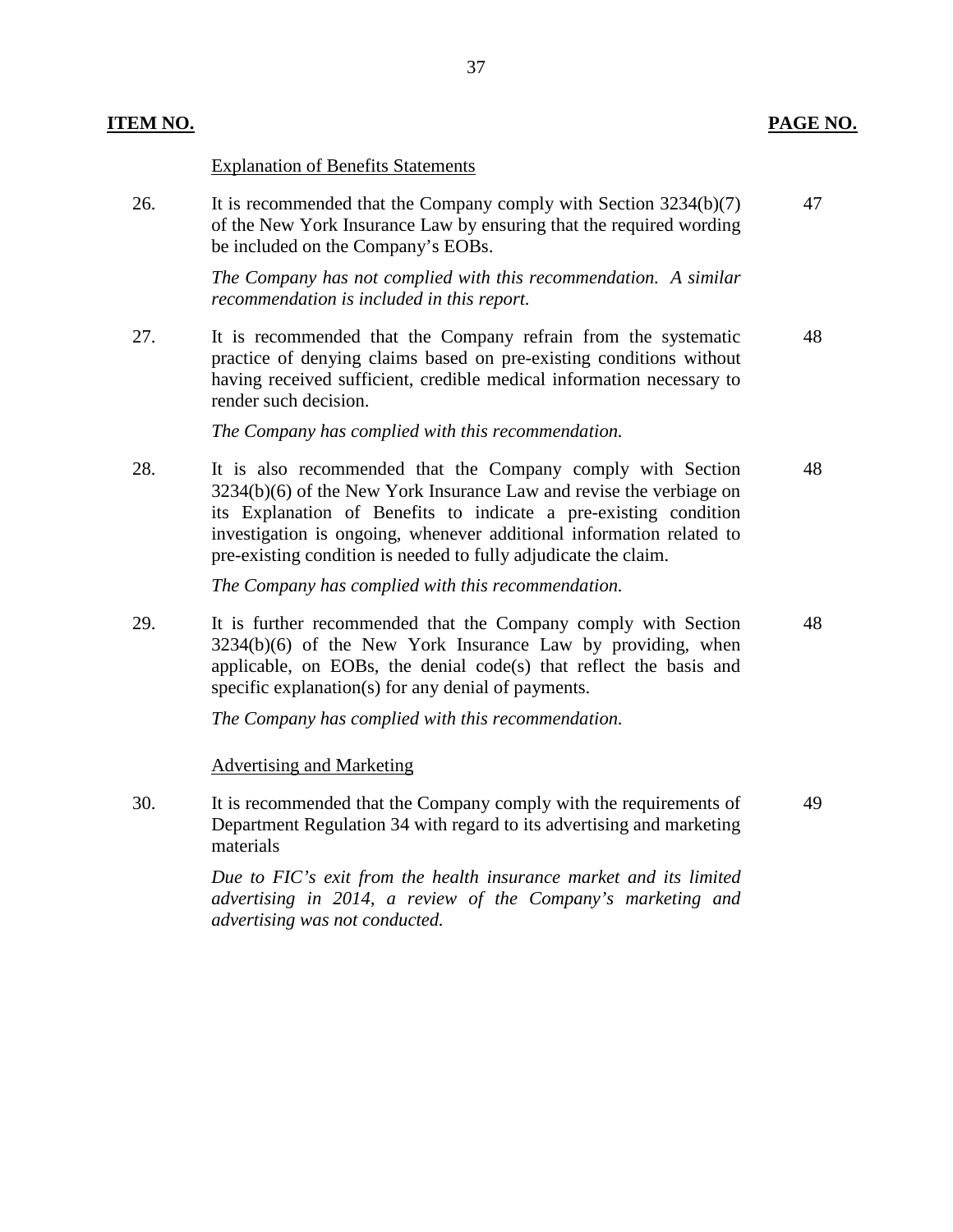| ITEM NO. | | PAGE NO. |
|---|---|---|
| | Explanation of Benefits Statements | |
| 26. | It is recommended that the Company comply with Section 3234(b)(7) of the New York Insurance Law by ensuring that the required wording be included on the Company's EOBs.<br><br>*The Company has not complied with this recommendation. A similar recommendation is included in this report.* | 47 |
| 27. | It is recommended that the Company refrain from the systematic practice of denying claims based on pre-existing conditions without having received sufficient, credible medical information necessary to render such decision.<br><br>*The Company has complied with this recommendation.* | 48 |
| 28. | It is also recommended that the Company comply with Section 3234(b)(6) of the New York Insurance Law and revise the verbiage on its Explanation of Benefits to indicate a pre-existing condition investigation is ongoing, whenever additional information related to pre-existing condition is needed to fully adjudicate the claim.<br><br>*The Company has complied with this recommendation.* | 48 |
| 29. | It is further recommended that the Company comply with Section 3234(b)(6) of the New York Insurance Law by providing, when applicable, on EOBs, the denial code(s) that reflect the basis and specific explanation(s) for any denial of payments.<br><br>*The Company has complied with this recommendation.* | 48 |
| | Advertising and Marketing | |
| 30. | It is recommended that the Company comply with the requirements of Department Regulation 34 with regard to its advertising and marketing materials<br><br>*Due to FIC's exit from the health insurance market and its limited advertising in 2014, a review of the Company's marketing and advertising was not conducted.* | 49 |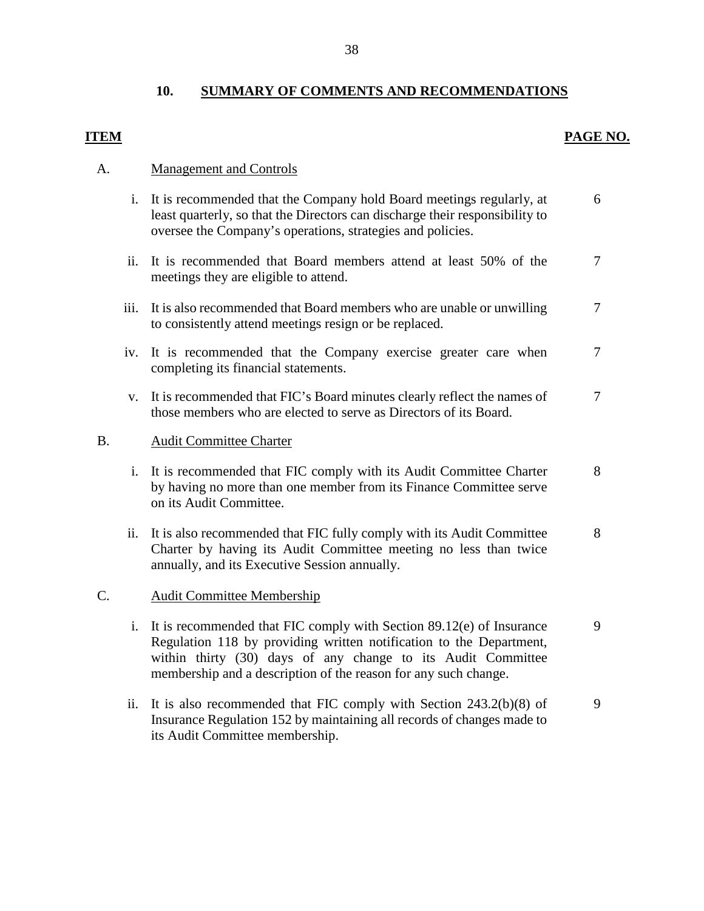## 10. SUMMARY OF COMMENTS AND RECOMMENDATIONS

| ITEM | | | PAGE NO. |
|---|---|---|---|
| A. | | Management and Controls | |
| | i. | It is recommended that the Company hold Board meetings regularly, at least quarterly, so that the Directors can discharge their responsibility to oversee the Company's operations, strategies and policies. | 6 |
| | ii. | It is recommended that Board members attend at least 50% of the meetings they are eligible to attend. | 7 |
| | iii. | It is also recommended that Board members who are unable or unwilling to consistently attend meetings resign or be replaced. | 7 |
| | iv. | It is recommended that the Company exercise greater care when completing its financial statements. | 7 |
| | v. | It is recommended that FIC's Board minutes clearly reflect the names of those members who are elected to serve as Directors of its Board. | 7 |
| B. | | Audit Committee Charter | |
| | i. | It is recommended that FIC comply with its Audit Committee Charter by having no more than one member from its Finance Committee serve on its Audit Committee. | 8 |
| | ii. | It is also recommended that FIC fully comply with its Audit Committee Charter by having its Audit Committee meeting no less than twice annually, and its Executive Session annually. | 8 |
| C. | | Audit Committee Membership | |
| | i. | It is recommended that FIC comply with Section 89.12(e) of Insurance Regulation 118 by providing written notification to the Department, within thirty (30) days of any change to its Audit Committee membership and a description of the reason for any such change. | 9 |
| | ii. | It is also recommended that FIC comply with Section 243.2(b)(8) of Insurance Regulation 152 by maintaining all records of changes made to its Audit Committee membership. | 9 |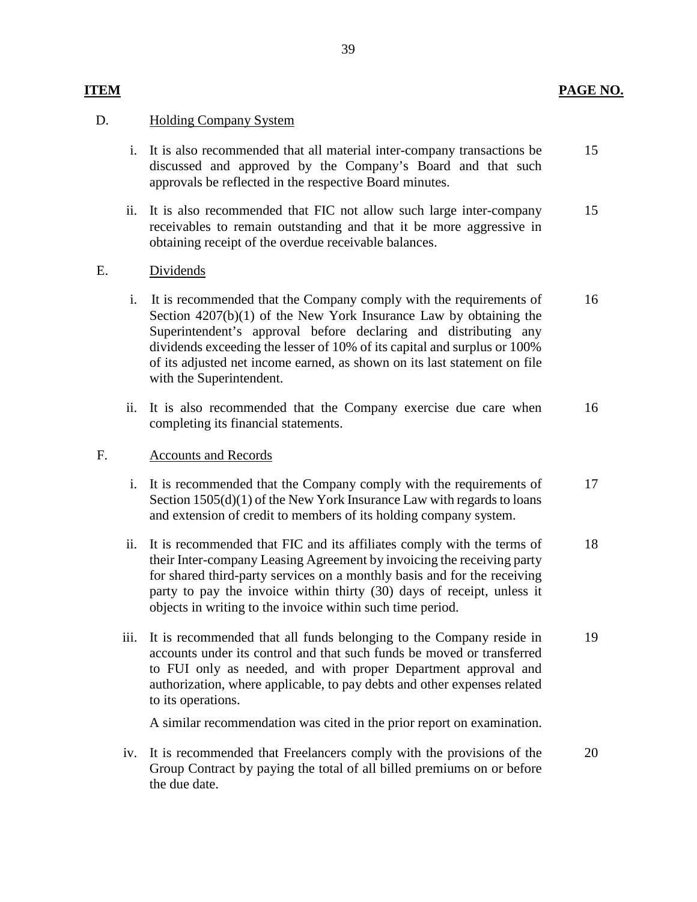| ITEM | | | PAGE NO. |
|---|---|---|---|
| D. | | Holding Company System | |
| | i. | It is also recommended that all material inter-company transactions be discussed and approved by the Company's Board and that such approvals be reflected in the respective Board minutes. | 15 |
| | ii. | It is also recommended that FIC not allow such large inter-company receivables to remain outstanding and that it be more aggressive in obtaining receipt of the overdue receivable balances. | 15 |
| E. | | Dividends | |
| | i. | It is recommended that the Company comply with the requirements of Section 4207(b)(1) of the New York Insurance Law by obtaining the Superintendent's approval before declaring and distributing any dividends exceeding the lesser of 10% of its capital and surplus or 100% of its adjusted net income earned, as shown on its last statement on file with the Superintendent. | 16 |
| | ii. | It is also recommended that the Company exercise due care when completing its financial statements. | 16 |
| F. | | Accounts and Records | |
| | i. | It is recommended that the Company comply with the requirements of Section 1505(d)(1) of the New York Insurance Law with regards to loans and extension of credit to members of its holding company system. | 17 |
| | ii. | It is recommended that FIC and its affiliates comply with the terms of their Inter-company Leasing Agreement by invoicing the receiving party for shared third-party services on a monthly basis and for the receiving party to pay the invoice within thirty (30) days of receipt, unless it objects in writing to the invoice within such time period. | 18 |
| | iii. | It is recommended that all funds belonging to the Company reside in accounts under its control and that such funds be moved or transferred to FUI only as needed, and with proper Department approval and authorization, where applicable, to pay debts and other expenses related to its operations.<br><br>A similar recommendation was cited in the prior report on examination. | 19 |
| | iv. | It is recommended that Freelancers comply with the provisions of the Group Contract by paying the total of all billed premiums on or before the due date. | 20 |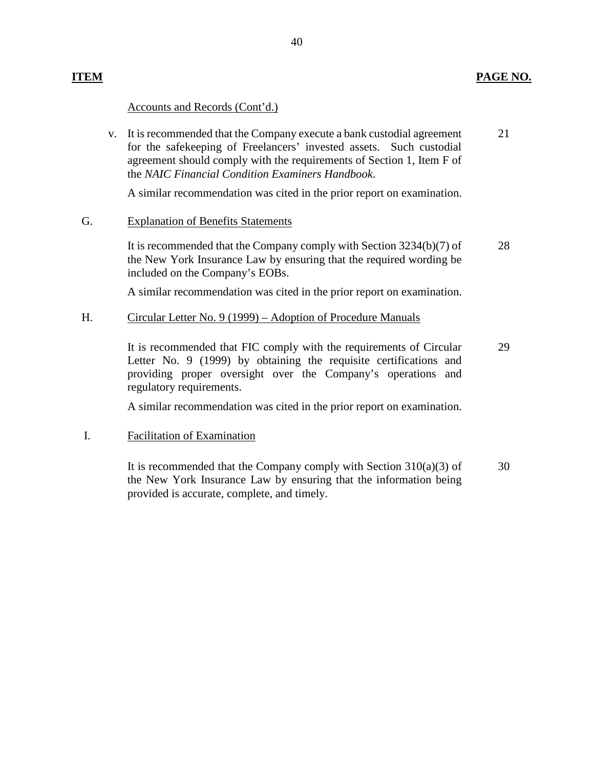| ITEM | | PAGE NO. |
|---|---|---|
| | Accounts and Records (Cont'd.) | |
| v. | It is recommended that the Company execute a bank custodial agreement for the safekeeping of Freelancers' invested assets. Such custodial agreement should comply with the requirements of Section 1, Item F of the *NAIC Financial Condition Examiners Handbook*.<br><br>A similar recommendation was cited in the prior report on examination. | 21 |
| G. | Explanation of Benefits Statements | |
| | It is recommended that the Company comply with Section 3234(b)(7) of the New York Insurance Law by ensuring that the required wording be included on the Company's EOBs.<br><br>A similar recommendation was cited in the prior report on examination. | 28 |
| H. | Circular Letter No. 9 (1999) – Adoption of Procedure Manuals | |
| | It is recommended that FIC comply with the requirements of Circular Letter No. 9 (1999) by obtaining the requisite certifications and providing proper oversight over the Company's operations and regulatory requirements.<br><br>A similar recommendation was cited in the prior report on examination. | 29 |
| I. | Facilitation of Examination | |
| | It is recommended that the Company comply with Section 310(a)(3) of the New York Insurance Law by ensuring that the information being provided is accurate, complete, and timely. | 30 |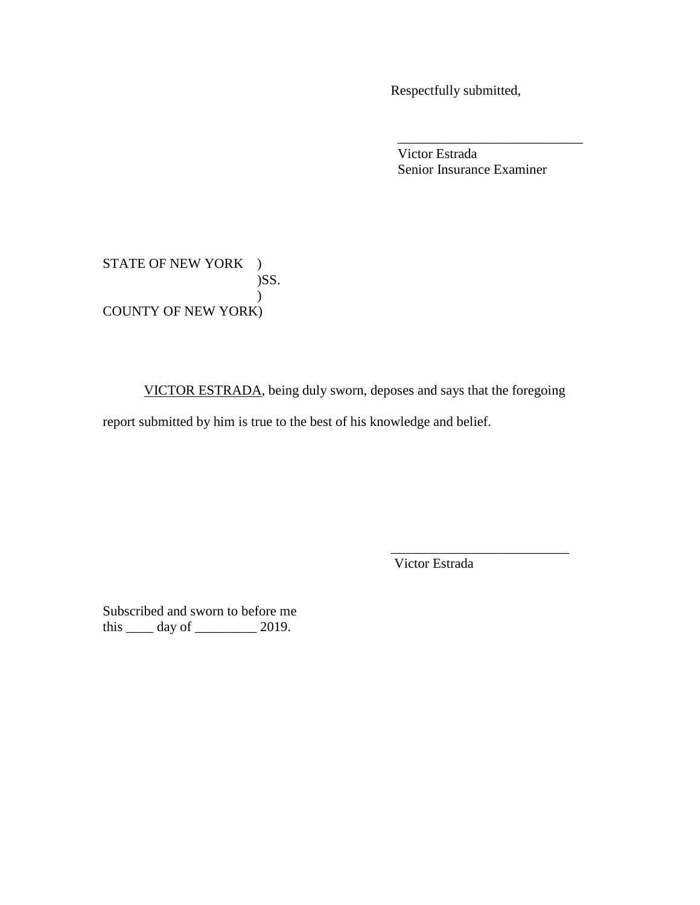Respectfully submitted,

\_\_\_\_\_\_\_\_\_\_\_\_\_\_\_\_\_\_\_\_\_\_\_\_\_\_\_\_
Victor Estrada
Senior Insurance Examiner

STATE OF NEW YORK )
)SS.
)
COUNTY OF NEW YORK)

VICTOR ESTRADA, being duly sworn, deposes and says that the foregoing report submitted by him is true to the best of his knowledge and belief.

\_\_\_\_\_\_\_\_\_\_\_\_\_\_\_\_\_\_\_\_\_\_\_\_\_\_\_
Victor Estrada

Subscribed and sworn to before me
this \_\_\_\_ day of \_\_\_\_\_\_\_\_\_ 2019.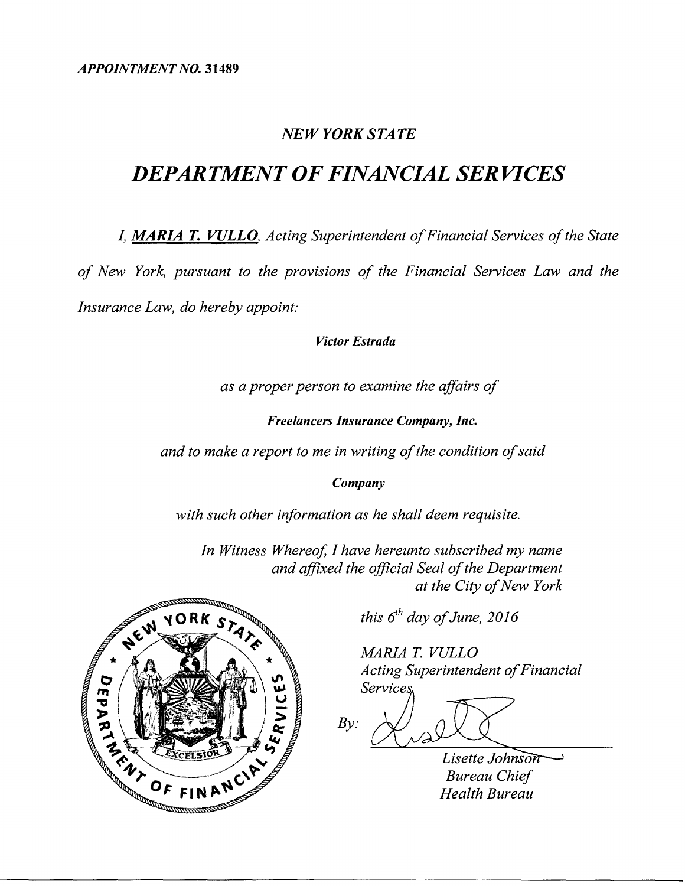*APPOINTMENT NO.* **31489**

## *NEW YORK STATE*

# *DEPARTMENT OF FINANCIAL SERVICES*

*I,* ***MARIA T. VULLO****, Acting Superintendent of Financial Services of the State of New York, pursuant to the provisions of the Financial Services Law and the Insurance Law, do hereby appoint:*

***Victor Estrada***

*as a proper person to examine the affairs of*

***Freelancers Insurance Company, Inc.***

*and to make a report to me in writing of the condition of said*

***Company***

*with such other information as he shall deem requisite.*

*In Witness Whereof, I have hereunto subscribed my name and affixed the official Seal of the Department at the City of New York*

*this 6th day of June, 2016*

*MARIA T. VULLO*
*Acting Superintendent of Financial Services*

*By:*

*Lisette Johnson*
*Bureau Chief*
*Health Bureau*